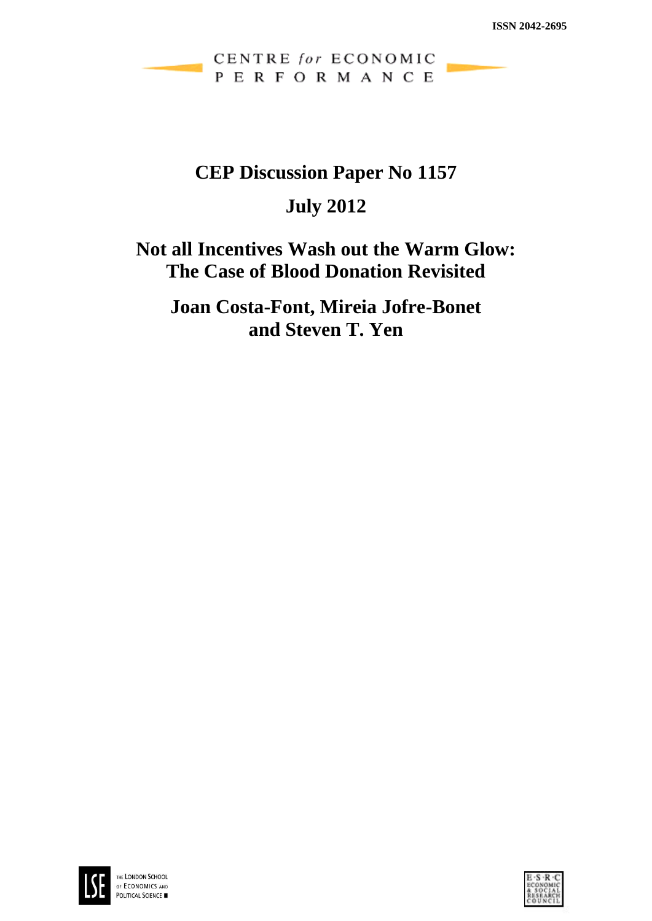ISSN 2042-2695

CENTRE *for* ECONOMIC PERFORMANCE

# CEP Discussion Paper No 1157

## July 2012

# Not all Incentives Wash out the Warm Glow: The Case of Blood Donation Revisited

## Joan Costa-Font, Mireia Jofre-Bonet and Steven T. Yen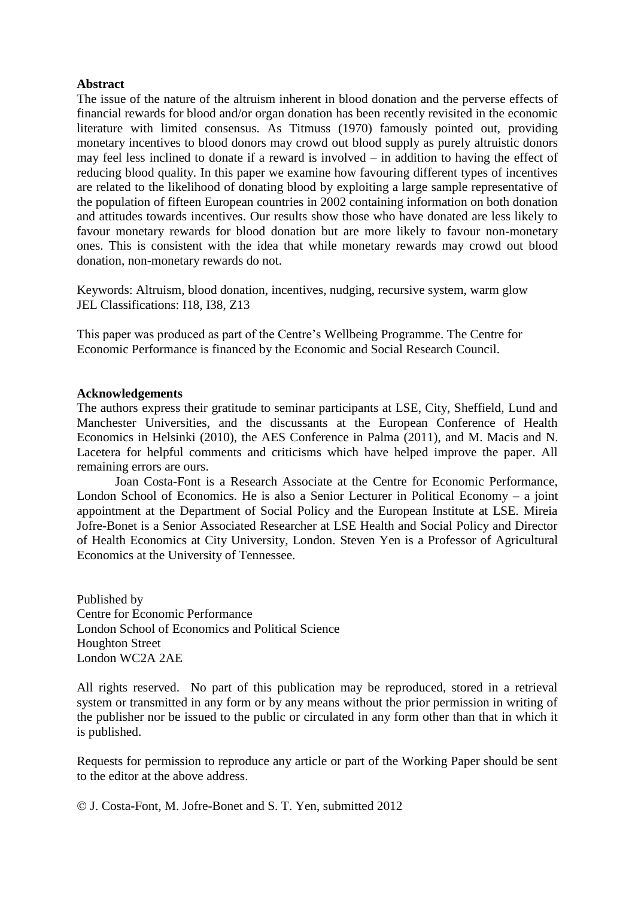**Abstract**

The issue of the nature of the altruism inherent in blood donation and the perverse effects of financial rewards for blood and/or organ donation has been recently revisited in the economic literature with limited consensus. As Titmuss (1970) famously pointed out, providing monetary incentives to blood donors may crowd out blood supply as purely altruistic donors may feel less inclined to donate if a reward is involved – in addition to having the effect of reducing blood quality. In this paper we examine how favouring different types of incentives are related to the likelihood of donating blood by exploiting a large sample representative of the population of fifteen European countries in 2002 containing information on both donation and attitudes towards incentives. Our results show those who have donated are less likely to favour monetary rewards for blood donation but are more likely to favour non-monetary ones. This is consistent with the idea that while monetary rewards may crowd out blood donation, non-monetary rewards do not.

Keywords: Altruism, blood donation, incentives, nudging, recursive system, warm glow
JEL Classifications: I18, I38, Z13

This paper was produced as part of the Centre's Wellbeing Programme. The Centre for Economic Performance is financed by the Economic and Social Research Council.

**Acknowledgements**

The authors express their gratitude to seminar participants at LSE, City, Sheffield, Lund and Manchester Universities, and the discussants at the European Conference of Health Economics in Helsinki (2010), the AES Conference in Palma (2011), and M. Macis and N. Lacetera for helpful comments and criticisms which have helped improve the paper. All remaining errors are ours.

Joan Costa-Font is a Research Associate at the Centre for Economic Performance, London School of Economics. He is also a Senior Lecturer in Political Economy – a joint appointment at the Department of Social Policy and the European Institute at LSE. Mireia Jofre-Bonet is a Senior Associated Researcher at LSE Health and Social Policy and Director of Health Economics at City University, London. Steven Yen is a Professor of Agricultural Economics at the University of Tennessee.

Published by
Centre for Economic Performance
London School of Economics and Political Science
Houghton Street
London WC2A 2AE

All rights reserved. No part of this publication may be reproduced, stored in a retrieval system or transmitted in any form or by any means without the prior permission in writing of the publisher nor be issued to the public or circulated in any form other than that in which it is published.

Requests for permission to reproduce any article or part of the Working Paper should be sent to the editor at the above address.

© J. Costa-Font, M. Jofre-Bonet and S. T. Yen, submitted 2012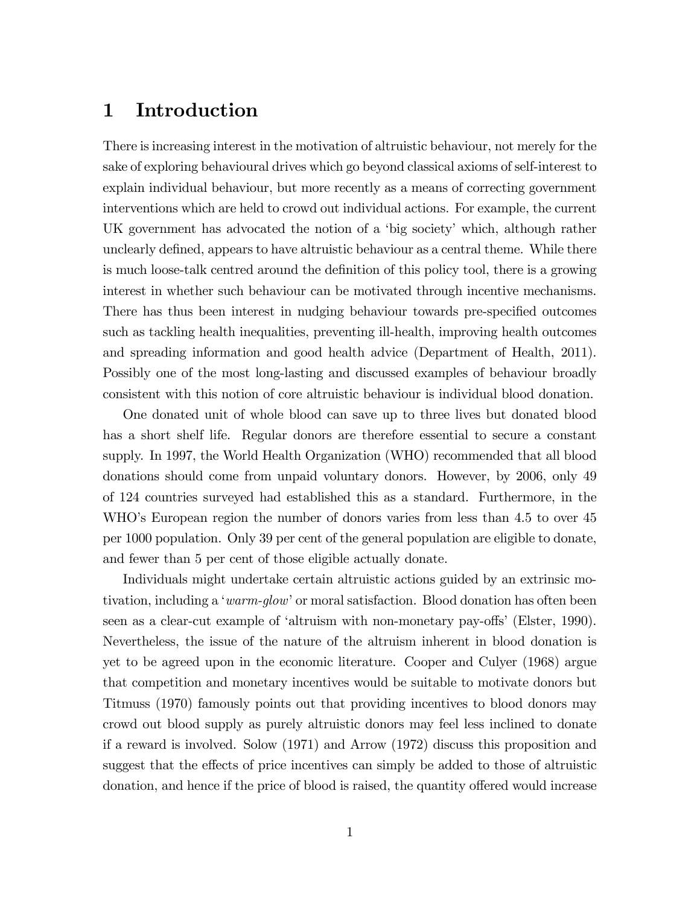# 1 Introduction

There is increasing interest in the motivation of altruistic behaviour, not merely for the sake of exploring behavioural drives which go beyond classical axioms of self-interest to explain individual behaviour, but more recently as a means of correcting government interventions which are held to crowd out individual actions. For example, the current UK government has advocated the notion of a 'big society' which, although rather unclearly defined, appears to have altruistic behaviour as a central theme. While there is much loose-talk centred around the definition of this policy tool, there is a growing interest in whether such behaviour can be motivated through incentive mechanisms. There has thus been interest in nudging behaviour towards pre-specified outcomes such as tackling health inequalities, preventing ill-health, improving health outcomes and spreading information and good health advice (Department of Health, 2011). Possibly one of the most long-lasting and discussed examples of behaviour broadly consistent with this notion of core altruistic behaviour is individual blood donation.

One donated unit of whole blood can save up to three lives but donated blood has a short shelf life. Regular donors are therefore essential to secure a constant supply. In 1997, the World Health Organization (WHO) recommended that all blood donations should come from unpaid voluntary donors. However, by 2006, only 49 of 124 countries surveyed had established this as a standard. Furthermore, in the WHO's European region the number of donors varies from less than 4.5 to over 45 per 1000 population. Only 39 per cent of the general population are eligible to donate, and fewer than 5 per cent of those eligible actually donate.

Individuals might undertake certain altruistic actions guided by an extrinsic motivation, including a '*warm-glow*' or moral satisfaction. Blood donation has often been seen as a clear-cut example of 'altruism with non-monetary pay-offs' (Elster, 1990). Nevertheless, the issue of the nature of the altruism inherent in blood donation is yet to be agreed upon in the economic literature. Cooper and Culyer (1968) argue that competition and monetary incentives would be suitable to motivate donors but Titmuss (1970) famously points out that providing incentives to blood donors may crowd out blood supply as purely altruistic donors may feel less inclined to donate if a reward is involved. Solow (1971) and Arrow (1972) discuss this proposition and suggest that the effects of price incentives can simply be added to those of altruistic donation, and hence if the price of blood is raised, the quantity offered would increase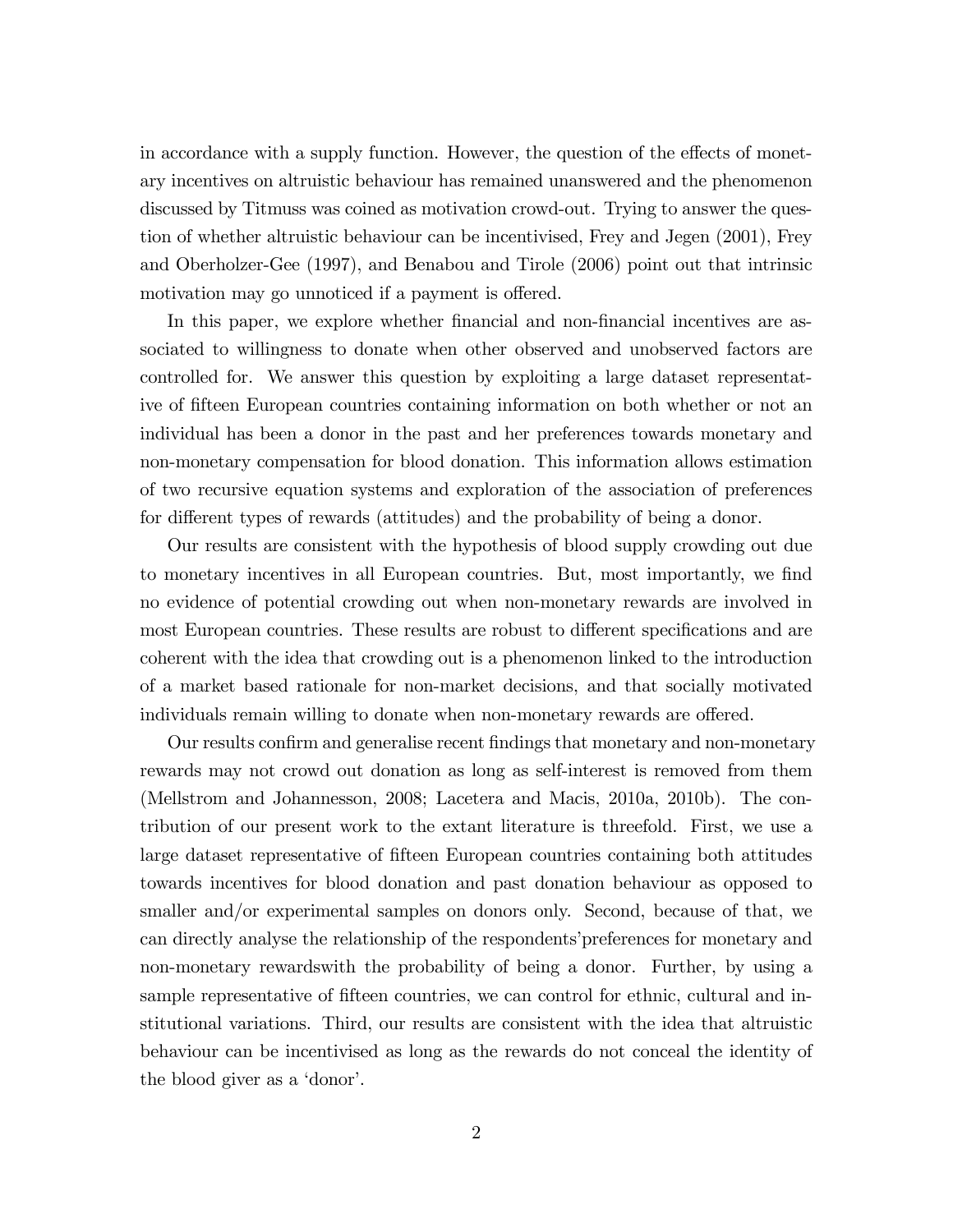in accordance with a supply function. However, the question of the effects of monetary incentives on altruistic behaviour has remained unanswered and the phenomenon discussed by Titmuss was coined as motivation crowd-out. Trying to answer the question of whether altruistic behaviour can be incentivised, Frey and Jegen (2001), Frey and Oberholzer-Gee (1997), and Benabou and Tirole (2006) point out that intrinsic motivation may go unnoticed if a payment is offered.

In this paper, we explore whether financial and non-financial incentives are associated to willingness to donate when other observed and unobserved factors are controlled for. We answer this question by exploiting a large dataset representative of fifteen European countries containing information on both whether or not an individual has been a donor in the past and her preferences towards monetary and non-monetary compensation for blood donation. This information allows estimation of two recursive equation systems and exploration of the association of preferences for different types of rewards (attitudes) and the probability of being a donor.

Our results are consistent with the hypothesis of blood supply crowding out due to monetary incentives in all European countries. But, most importantly, we find no evidence of potential crowding out when non-monetary rewards are involved in most European countries. These results are robust to different specifications and are coherent with the idea that crowding out is a phenomenon linked to the introduction of a market based rationale for non-market decisions, and that socially motivated individuals remain willing to donate when non-monetary rewards are offered.

Our results confirm and generalise recent findings that monetary and non-monetary rewards may not crowd out donation as long as self-interest is removed from them (Mellstrom and Johannesson, 2008; Lacetera and Macis, 2010a, 2010b). The contribution of our present work to the extant literature is threefold. First, we use a large dataset representative of fifteen European countries containing both attitudes towards incentives for blood donation and past donation behaviour as opposed to smaller and/or experimental samples on donors only. Second, because of that, we can directly analyse the relationship of the respondents'preferences for monetary and non-monetary rewardswith the probability of being a donor. Further, by using a sample representative of fifteen countries, we can control for ethnic, cultural and institutional variations. Third, our results are consistent with the idea that altruistic behaviour can be incentivised as long as the rewards do not conceal the identity of the blood giver as a 'donor'.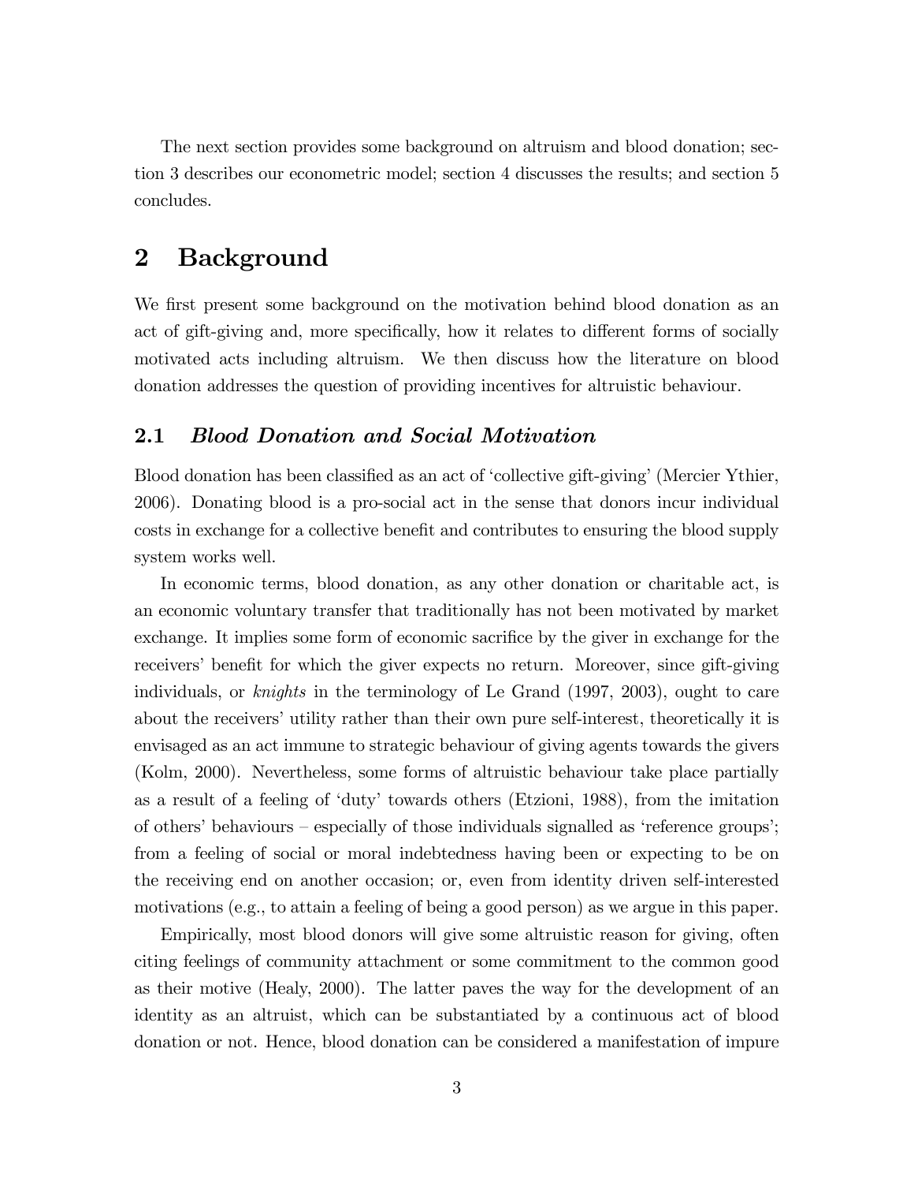The next section provides some background on altruism and blood donation; section 3 describes our econometric model; section 4 discusses the results; and section 5 concludes.

# 2 Background

We first present some background on the motivation behind blood donation as an act of gift-giving and, more specifically, how it relates to different forms of socially motivated acts including altruism. We then discuss how the literature on blood donation addresses the question of providing incentives for altruistic behaviour.

## 2.1 *Blood Donation and Social Motivation*

Blood donation has been classified as an act of 'collective gift-giving' (Mercier Ythier, 2006). Donating blood is a pro-social act in the sense that donors incur individual costs in exchange for a collective benefit and contributes to ensuring the blood supply system works well.

In economic terms, blood donation, as any other donation or charitable act, is an economic voluntary transfer that traditionally has not been motivated by market exchange. It implies some form of economic sacrifice by the giver in exchange for the receivers' benefit for which the giver expects no return. Moreover, since gift-giving individuals, or *knights* in the terminology of Le Grand (1997, 2003), ought to care about the receivers' utility rather than their own pure self-interest, theoretically it is envisaged as an act immune to strategic behaviour of giving agents towards the givers (Kolm, 2000). Nevertheless, some forms of altruistic behaviour take place partially as a result of a feeling of 'duty' towards others (Etzioni, 1988), from the imitation of others' behaviours – especially of those individuals signalled as 'reference groups'; from a feeling of social or moral indebtedness having been or expecting to be on the receiving end on another occasion; or, even from identity driven self-interested motivations (e.g., to attain a feeling of being a good person) as we argue in this paper.

Empirically, most blood donors will give some altruistic reason for giving, often citing feelings of community attachment or some commitment to the common good as their motive (Healy, 2000). The latter paves the way for the development of an identity as an altruist, which can be substantiated by a continuous act of blood donation or not. Hence, blood donation can be considered a manifestation of impure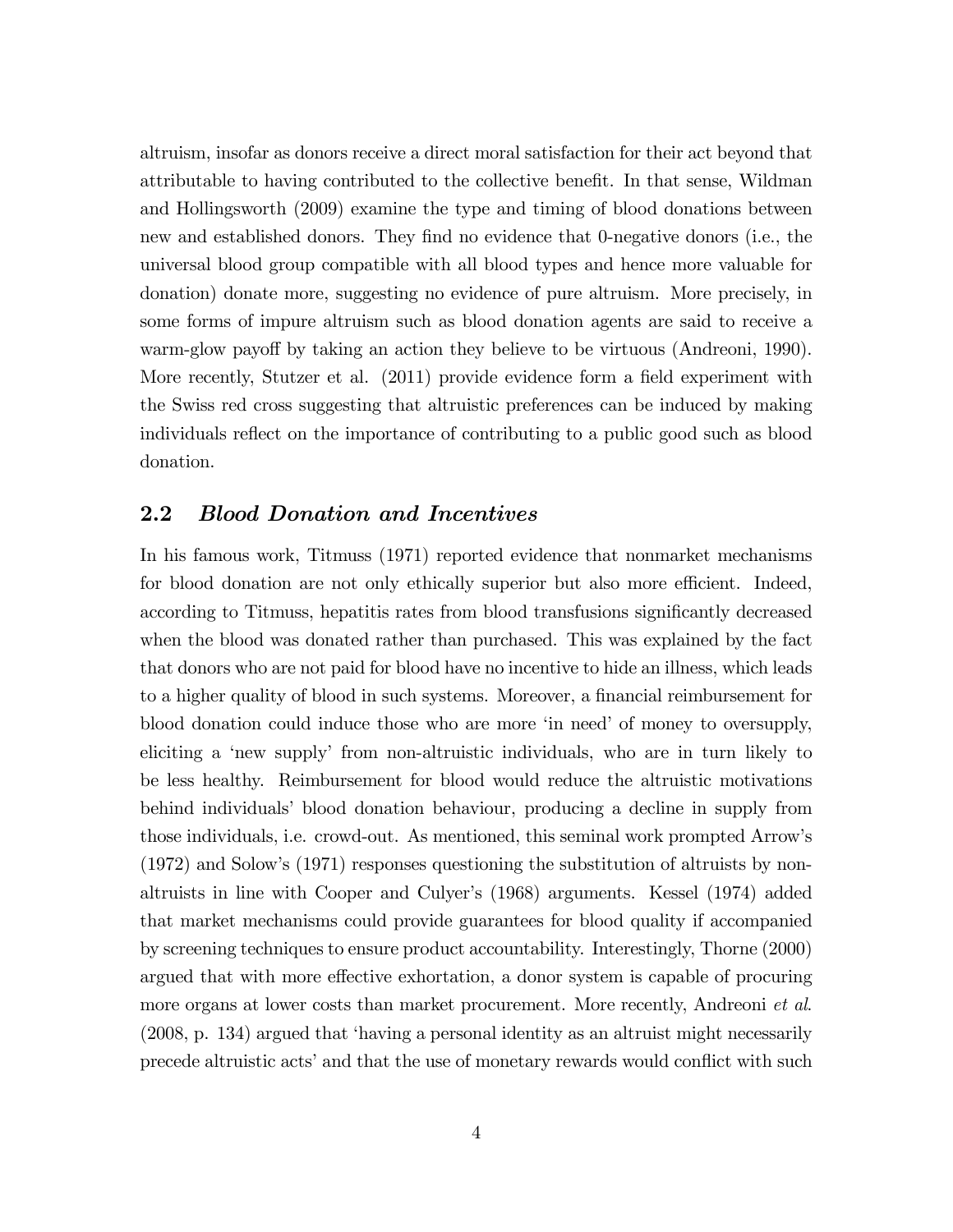altruism, insofar as donors receive a direct moral satisfaction for their act beyond that attributable to having contributed to the collective benefit. In that sense, Wildman and Hollingsworth (2009) examine the type and timing of blood donations between new and established donors. They find no evidence that 0-negative donors (i.e., the universal blood group compatible with all blood types and hence more valuable for donation) donate more, suggesting no evidence of pure altruism. More precisely, in some forms of impure altruism such as blood donation agents are said to receive a warm-glow payoff by taking an action they believe to be virtuous (Andreoni, 1990). More recently, Stutzer et al. (2011) provide evidence form a field experiment with the Swiss red cross suggesting that altruistic preferences can be induced by making individuals reflect on the importance of contributing to a public good such as blood donation.

## 2.2 *Blood Donation and Incentives*

In his famous work, Titmuss (1971) reported evidence that nonmarket mechanisms for blood donation are not only ethically superior but also more efficient. Indeed, according to Titmuss, hepatitis rates from blood transfusions significantly decreased when the blood was donated rather than purchased. This was explained by the fact that donors who are not paid for blood have no incentive to hide an illness, which leads to a higher quality of blood in such systems. Moreover, a financial reimbursement for blood donation could induce those who are more 'in need' of money to oversupply, eliciting a 'new supply' from non-altruistic individuals, who are in turn likely to be less healthy. Reimbursement for blood would reduce the altruistic motivations behind individuals' blood donation behaviour, producing a decline in supply from those individuals, i.e. crowd-out. As mentioned, this seminal work prompted Arrow's (1972) and Solow's (1971) responses questioning the substitution of altruists by non-altruists in line with Cooper and Culyer's (1968) arguments. Kessel (1974) added that market mechanisms could provide guarantees for blood quality if accompanied by screening techniques to ensure product accountability. Interestingly, Thorne (2000) argued that with more effective exhortation, a donor system is capable of procuring more organs at lower costs than market procurement. More recently, Andreoni *et al*. (2008, p. 134) argued that 'having a personal identity as an altruist might necessarily precede altruistic acts' and that the use of monetary rewards would conflict with such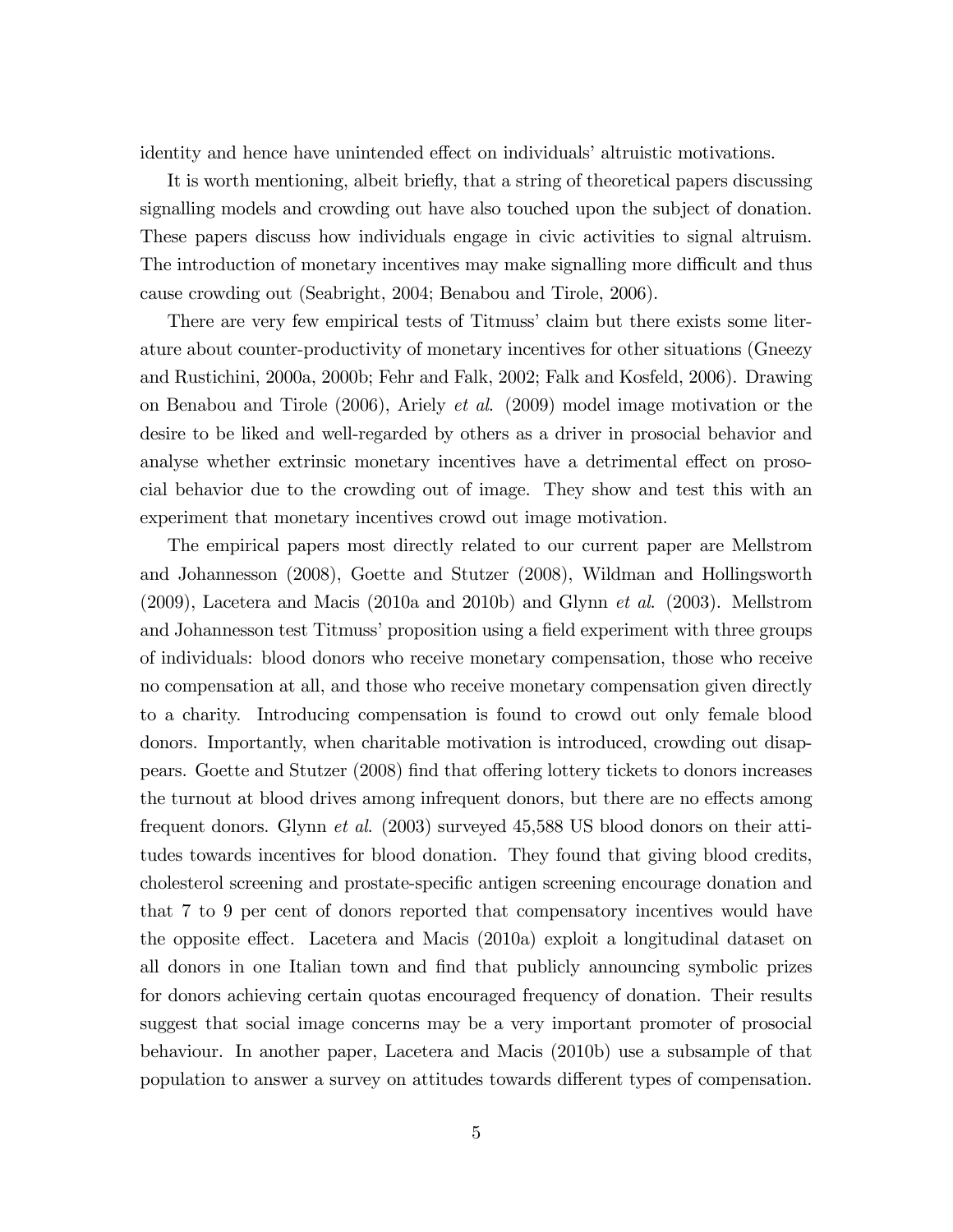identity and hence have unintended effect on individuals' altruistic motivations.

It is worth mentioning, albeit briefly, that a string of theoretical papers discussing signalling models and crowding out have also touched upon the subject of donation. These papers discuss how individuals engage in civic activities to signal altruism. The introduction of monetary incentives may make signalling more difficult and thus cause crowding out (Seabright, 2004; Benabou and Tirole, 2006).

There are very few empirical tests of Titmuss' claim but there exists some literature about counter-productivity of monetary incentives for other situations (Gneezy and Rustichini, 2000a, 2000b; Fehr and Falk, 2002; Falk and Kosfeld, 2006). Drawing on Benabou and Tirole (2006), Ariely *et al.* (2009) model image motivation or the desire to be liked and well-regarded by others as a driver in prosocial behavior and analyse whether extrinsic monetary incentives have a detrimental effect on prosocial behavior due to the crowding out of image. They show and test this with an experiment that monetary incentives crowd out image motivation.

The empirical papers most directly related to our current paper are Mellstrom and Johannesson (2008), Goette and Stutzer (2008), Wildman and Hollingsworth (2009), Lacetera and Macis (2010a and 2010b) and Glynn *et al.* (2003). Mellstrom and Johannesson test Titmuss' proposition using a field experiment with three groups of individuals: blood donors who receive monetary compensation, those who receive no compensation at all, and those who receive monetary compensation given directly to a charity. Introducing compensation is found to crowd out only female blood donors. Importantly, when charitable motivation is introduced, crowding out disappears. Goette and Stutzer (2008) find that offering lottery tickets to donors increases the turnout at blood drives among infrequent donors, but there are no effects among frequent donors. Glynn *et al.* (2003) surveyed 45,588 US blood donors on their attitudes towards incentives for blood donation. They found that giving blood credits, cholesterol screening and prostate-specific antigen screening encourage donation and that 7 to 9 per cent of donors reported that compensatory incentives would have the opposite effect. Lacetera and Macis (2010a) exploit a longitudinal dataset on all donors in one Italian town and find that publicly announcing symbolic prizes for donors achieving certain quotas encouraged frequency of donation. Their results suggest that social image concerns may be a very important promoter of prosocial behaviour. In another paper, Lacetera and Macis (2010b) use a subsample of that population to answer a survey on attitudes towards different types of compensation.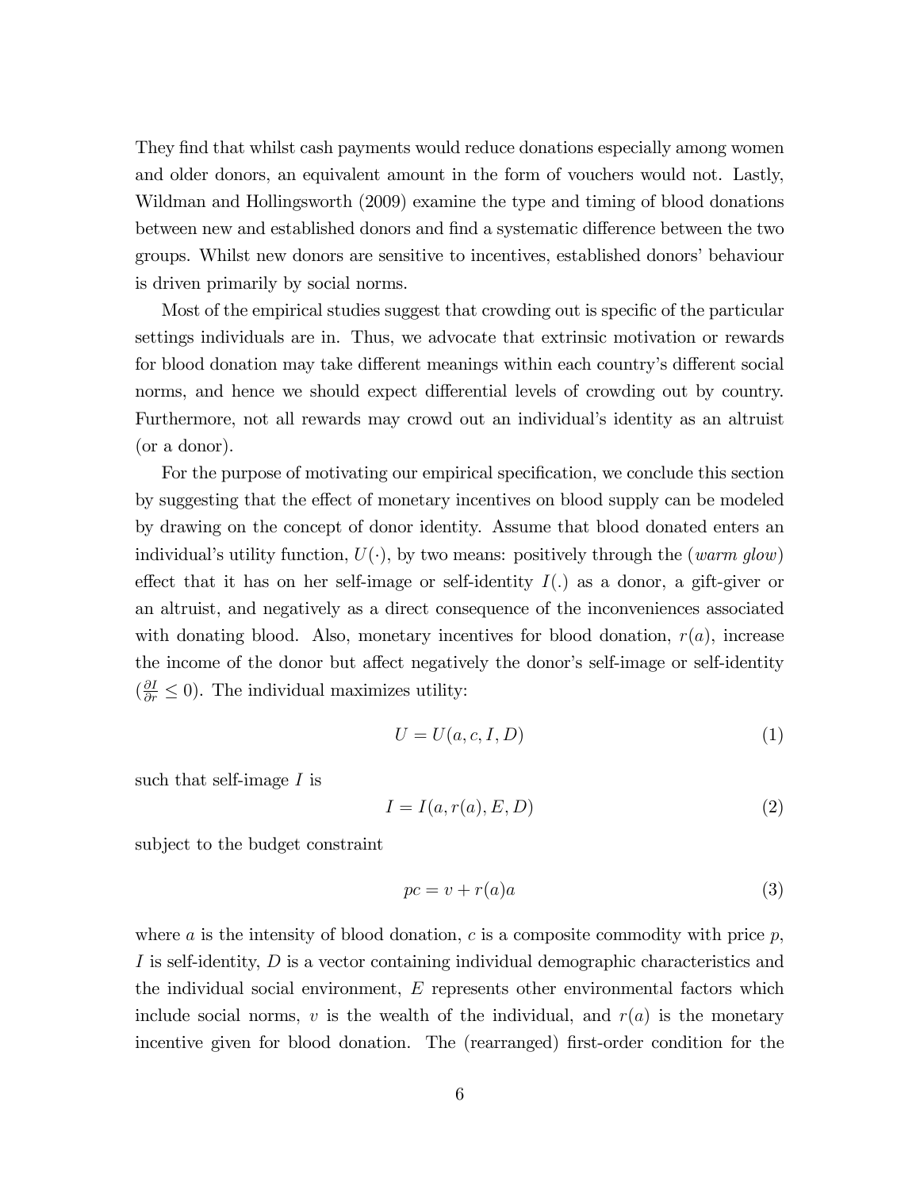They find that whilst cash payments would reduce donations especially among women and older donors, an equivalent amount in the form of vouchers would not. Lastly, Wildman and Hollingsworth (2009) examine the type and timing of blood donations between new and established donors and find a systematic difference between the two groups. Whilst new donors are sensitive to incentives, established donors' behaviour is driven primarily by social norms.

Most of the empirical studies suggest that crowding out is specific of the particular settings individuals are in. Thus, we advocate that extrinsic motivation or rewards for blood donation may take different meanings within each country's different social norms, and hence we should expect differential levels of crowding out by country. Furthermore, not all rewards may crowd out an individual's identity as an altruist (or a donor).

For the purpose of motivating our empirical specification, we conclude this section by suggesting that the effect of monetary incentives on blood supply can be modeled by drawing on the concept of donor identity. Assume that blood donated enters an individual's utility function, $U(\cdot)$, by two means: positively through the (*warm glow*) effect that it has on her self-image or self-identity $I(.)$ as a donor, a gift-giver or an altruist, and negatively as a direct consequence of the inconveniences associated with donating blood. Also, monetary incentives for blood donation, $r(a)$, increase the income of the donor but affect negatively the donor's self-image or self-identity ($\frac{\partial I}{\partial r} \leq 0$). The individual maximizes utility:

$$U = U(a, c, I, D) \tag{1}$$

such that self-image $I$ is

$$I = I(a, r(a), E, D) \tag{2}$$

subject to the budget constraint

$$pc = v + r(a)a \tag{3}$$

where $a$ is the intensity of blood donation, $c$ is a composite commodity with price $p$, $I$ is self-identity, $D$ is a vector containing individual demographic characteristics and the individual social environment, $E$ represents other environmental factors which include social norms, $v$ is the wealth of the individual, and $r(a)$ is the monetary incentive given for blood donation. The (rearranged) first-order condition for the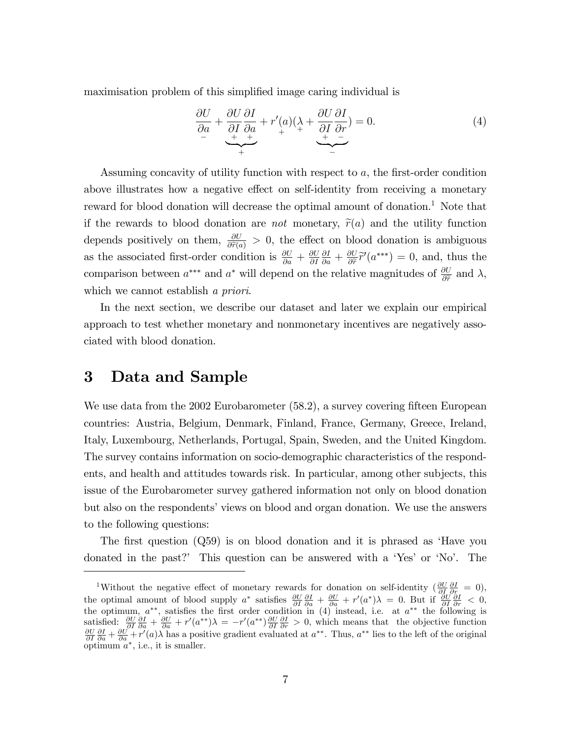maximisation problem of this simplified image caring individual is

$$\underset{-}{\frac{\partial U}{\partial a}} + \underbrace{\underset{+}{\frac{\partial U}{\partial I}} \underset{+}{\frac{\partial I}{\partial a}}}_{+} + \underset{+}{r'(a)}(\underset{+}{\lambda} + \underbrace{\underset{+}{\frac{\partial U}{\partial I}} \underset{-}{\frac{\partial I}{\partial r}}}_{-}) = 0. \tag{4}$$

Assuming concavity of utility function with respect to $a$, the first-order condition above illustrates how a negative effect on self-identity from receiving a monetary reward for blood donation will decrease the optimal amount of donation.[1] Note that if the rewards to blood donation are *not* monetary, $\widetilde{r}(a)$ and the utility function depends positively on them, $\frac{\partial U}{\partial \widetilde{r}(a)} > 0$, the effect on blood donation is ambiguous as the associated first-order condition is $\frac{\partial U}{\partial a} + \frac{\partial U}{\partial I}\frac{\partial I}{\partial a} + \frac{\partial U}{\partial \widetilde{r}}\widetilde{r}'(a^{***}) = 0$, and, thus the comparison between $a^{***}$ and $a^{*}$ will depend on the relative magnitudes of $\frac{\partial U}{\partial \widetilde{r}}$ and $\lambda$, which we cannot establish *a priori*.

In the next section, we describe our dataset and later we explain our empirical approach to test whether monetary and nonmonetary incentives are negatively associated with blood donation.

# 3 Data and Sample

We use data from the 2002 Eurobarometer (58.2), a survey covering fifteen European countries: Austria, Belgium, Denmark, Finland, France, Germany, Greece, Ireland, Italy, Luxembourg, Netherlands, Portugal, Spain, Sweden, and the United Kingdom. The survey contains information on socio-demographic characteristics of the respondents, and health and attitudes towards risk. In particular, among other subjects, this issue of the Eurobarometer survey gathered information not only on blood donation but also on the respondents' views on blood and organ donation. We use the answers to the following questions:

The first question (Q59) is on blood donation and it is phrased as 'Have you donated in the past?' This question can be answered with a 'Yes' or 'No'. The

[1] Without the negative effect of monetary rewards for donation on self-identity ($\frac{\partial U}{\partial I}\frac{\partial I}{\partial r} = 0$), the optimal amount of blood supply $a^{*}$ satisfies $\frac{\partial U}{\partial I}\frac{\partial I}{\partial a} + \frac{\partial U}{\partial a} + r'(a^{*})\lambda = 0$. But if $\frac{\partial U}{\partial I}\frac{\partial I}{\partial r} < 0$, the optimum, $a^{**}$, satisfies the first order condition in (4) instead, i.e. at $a^{**}$ the following is satisfied: $\frac{\partial U}{\partial I}\frac{\partial I}{\partial a} + \frac{\partial U}{\partial a} + r'(a^{**})\lambda = -r'(a^{**})\frac{\partial U}{\partial I}\frac{\partial I}{\partial r} > 0$, which means that the objective function $\frac{\partial U}{\partial I}\frac{\partial I}{\partial a} + \frac{\partial U}{\partial a} + r'(a)\lambda$ has a positive gradient evaluated at $a^{**}$. Thus, $a^{**}$ lies to the left of the original optimum $a^{*}$, i.e., it is smaller.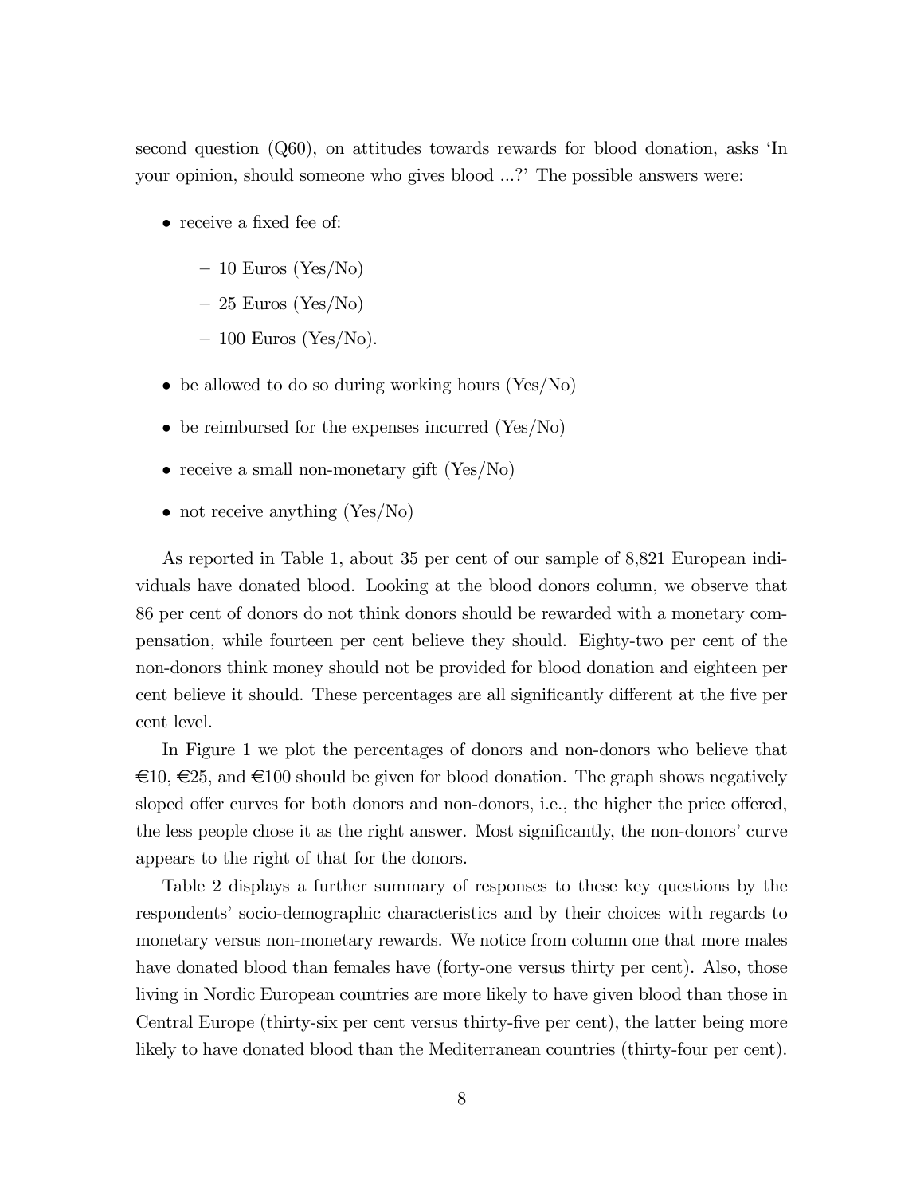second question (Q60), on attitudes towards rewards for blood donation, asks 'In your opinion, should someone who gives blood ...?' The possible answers were:

- receive a fixed fee of:
  - 10 Euros (Yes/No)
  - 25 Euros (Yes/No)
  - 100 Euros (Yes/No).
- be allowed to do so during working hours (Yes/No)
- be reimbursed for the expenses incurred (Yes/No)
- receive a small non-monetary gift (Yes/No)
- not receive anything (Yes/No)

As reported in Table 1, about 35 per cent of our sample of 8,821 European individuals have donated blood. Looking at the blood donors column, we observe that 86 per cent of donors do not think donors should be rewarded with a monetary compensation, while fourteen per cent believe they should. Eighty-two per cent of the non-donors think money should not be provided for blood donation and eighteen per cent believe it should. These percentages are all significantly different at the five per cent level.

In Figure 1 we plot the percentages of donors and non-donors who believe that €10, €25, and €100 should be given for blood donation. The graph shows negatively sloped offer curves for both donors and non-donors, i.e., the higher the price offered, the less people chose it as the right answer. Most significantly, the non-donors' curve appears to the right of that for the donors.

Table 2 displays a further summary of responses to these key questions by the respondents' socio-demographic characteristics and by their choices with regards to monetary versus non-monetary rewards. We notice from column one that more males have donated blood than females have (forty-one versus thirty per cent). Also, those living in Nordic European countries are more likely to have given blood than those in Central Europe (thirty-six per cent versus thirty-five per cent), the latter being more likely to have donated blood than the Mediterranean countries (thirty-four per cent).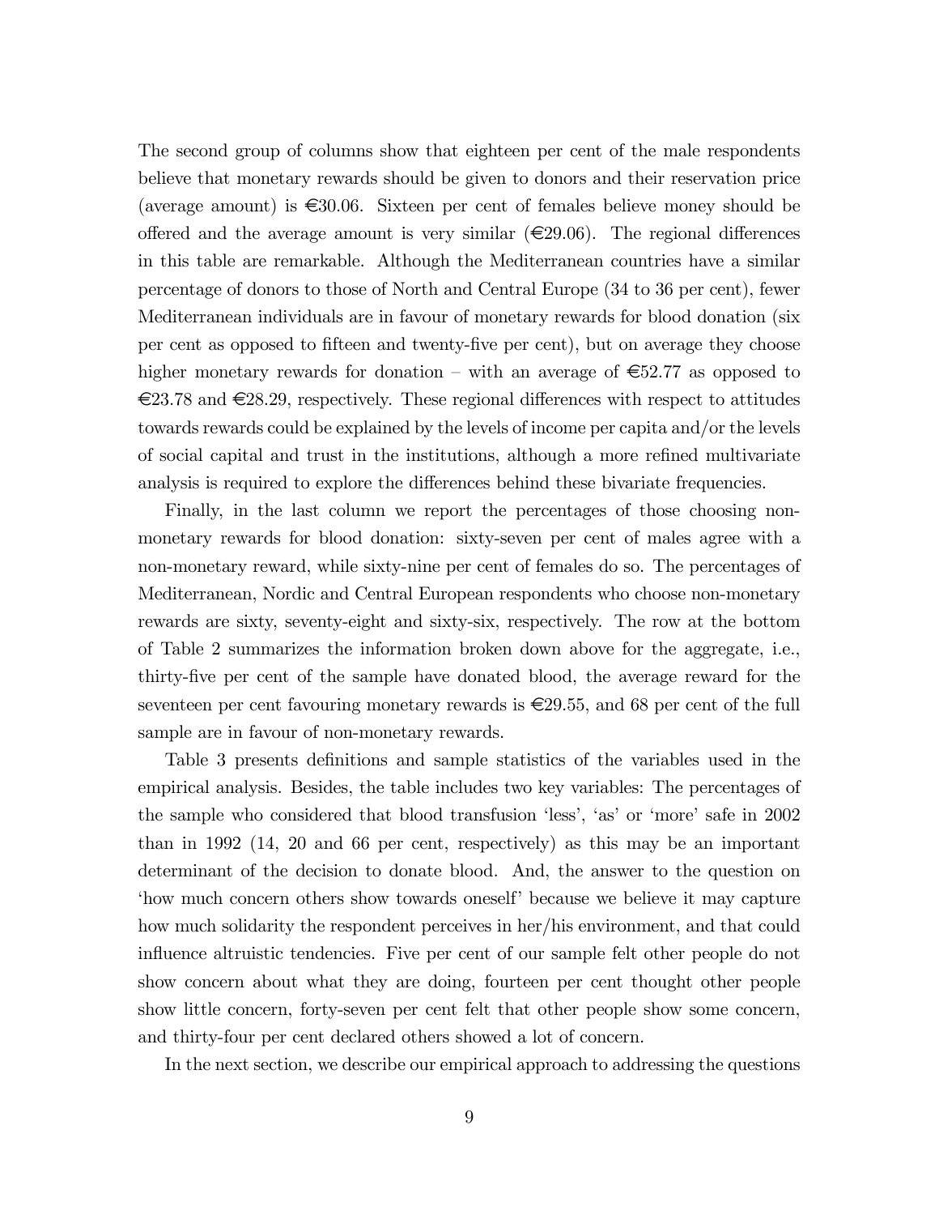The second group of columns show that eighteen per cent of the male respondents believe that monetary rewards should be given to donors and their reservation price (average amount) is €30.06. Sixteen per cent of females believe money should be offered and the average amount is very similar (€29.06). The regional differences in this table are remarkable. Although the Mediterranean countries have a similar percentage of donors to those of North and Central Europe (34 to 36 per cent), fewer Mediterranean individuals are in favour of monetary rewards for blood donation (six per cent as opposed to fifteen and twenty-five per cent), but on average they choose higher monetary rewards for donation – with an average of €52.77 as opposed to €23.78 and €28.29, respectively. These regional differences with respect to attitudes towards rewards could be explained by the levels of income per capita and/or the levels of social capital and trust in the institutions, although a more refined multivariate analysis is required to explore the differences behind these bivariate frequencies.

Finally, in the last column we report the percentages of those choosing non-monetary rewards for blood donation: sixty-seven per cent of males agree with a non-monetary reward, while sixty-nine per cent of females do so. The percentages of Mediterranean, Nordic and Central European respondents who choose non-monetary rewards are sixty, seventy-eight and sixty-six, respectively. The row at the bottom of Table 2 summarizes the information broken down above for the aggregate, i.e., thirty-five per cent of the sample have donated blood, the average reward for the seventeen per cent favouring monetary rewards is €29.55, and 68 per cent of the full sample are in favour of non-monetary rewards.

Table 3 presents definitions and sample statistics of the variables used in the empirical analysis. Besides, the table includes two key variables: The percentages of the sample who considered that blood transfusion 'less', 'as' or 'more' safe in 2002 than in 1992 (14, 20 and 66 per cent, respectively) as this may be an important determinant of the decision to donate blood. And, the answer to the question on 'how much concern others show towards oneself' because we believe it may capture how much solidarity the respondent perceives in her/his environment, and that could influence altruistic tendencies. Five per cent of our sample felt other people do not show concern about what they are doing, fourteen per cent thought other people show little concern, forty-seven per cent felt that other people show some concern, and thirty-four per cent declared others showed a lot of concern.

In the next section, we describe our empirical approach to addressing the questions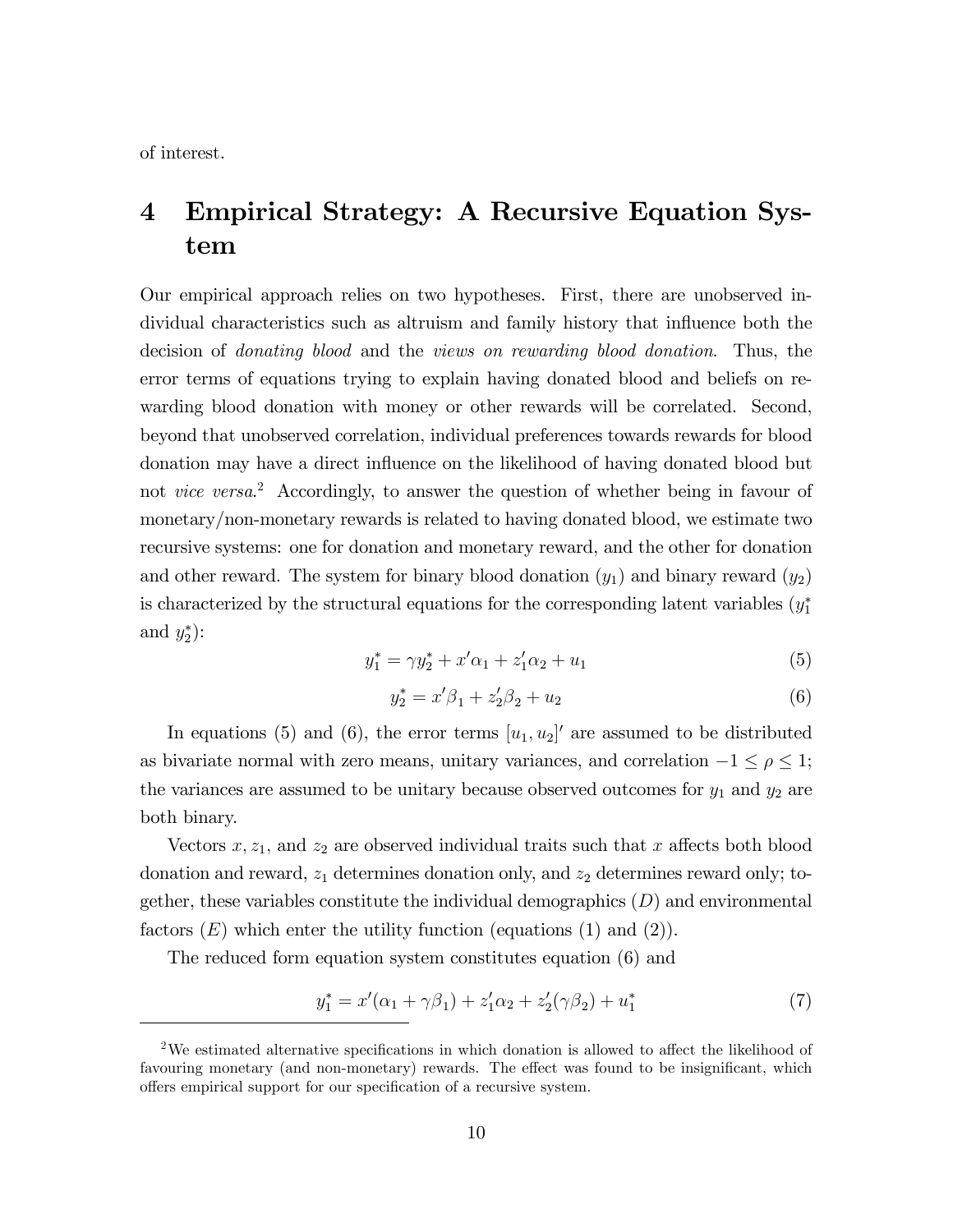of interest.

# 4 Empirical Strategy: A Recursive Equation System

Our empirical approach relies on two hypotheses. First, there are unobserved individual characteristics such as altruism and family history that influence both the decision of *donating blood* and the *views on rewarding blood donation*. Thus, the error terms of equations trying to explain having donated blood and beliefs on rewarding blood donation with money or other rewards will be correlated. Second, beyond that unobserved correlation, individual preferences towards rewards for blood donation may have a direct influence on the likelihood of having donated blood but not *vice versa*.[2] Accordingly, to answer the question of whether being in favour of monetary/non-monetary rewards is related to having donated blood, we estimate two recursive systems: one for donation and monetary reward, and the other for donation and other reward. The system for binary blood donation ($y_1$) and binary reward ($y_2$) is characterized by the structural equations for the corresponding latent variables ($y_1^*$ and $y_2^*$):

$$y_1^* = \gamma y_2^* + x'\alpha_1 + z_1'\alpha_2 + u_1 \tag{5}$$

$$y_2^* = x'\beta_1 + z_2'\beta_2 + u_2 \tag{6}$$

In equations (5) and (6), the error terms $[u_1, u_2]'$ are assumed to be distributed as bivariate normal with zero means, unitary variances, and correlation $-1 \leq \rho \leq 1$; the variances are assumed to be unitary because observed outcomes for $y_1$ and $y_2$ are both binary.

Vectors $x$, $z_1$, and $z_2$ are observed individual traits such that $x$ affects both blood donation and reward, $z_1$ determines donation only, and $z_2$ determines reward only; together, these variables constitute the individual demographics ($D$) and environmental factors ($E$) which enter the utility function (equations (1) and (2)).

The reduced form equation system constitutes equation (6) and

$$y_1^* = x'(\alpha_1 + \gamma\beta_1) + z_1'\alpha_2 + z_2'(\gamma\beta_2) + u_1^* \tag{7}$$

[2] We estimated alternative specifications in which donation is allowed to affect the likelihood of favouring monetary (and non-monetary) rewards. The effect was found to be insignificant, which offers empirical support for our specification of a recursive system.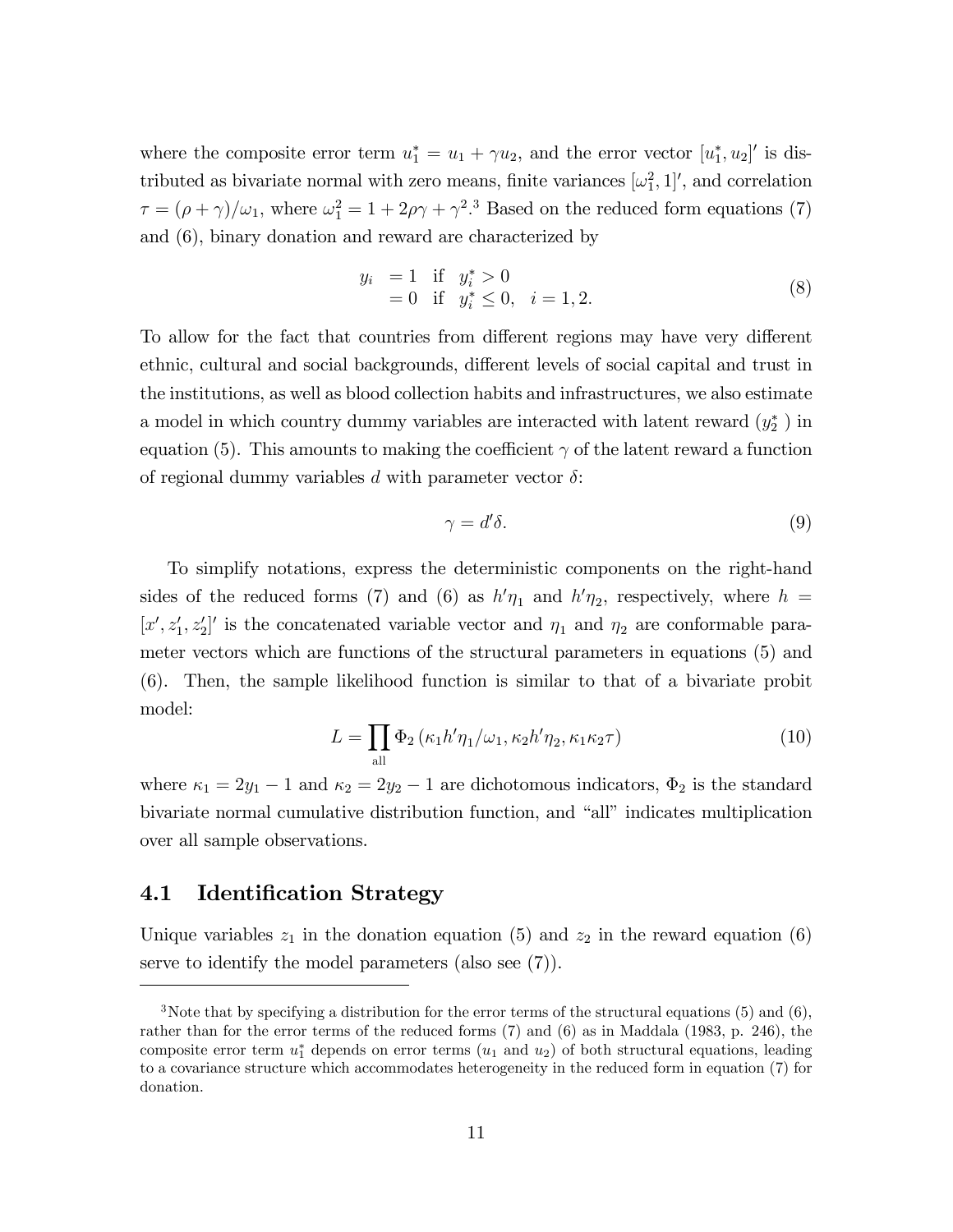where the composite error term $u_1^* = u_1 + \gamma u_2$, and the error vector $[u_1^*, u_2]'$ is distributed as bivariate normal with zero means, finite variances $[\omega_1^2, 1]'$, and correlation $\tau = (\rho + \gamma)/\omega_1$, where $\omega_1^2 = 1 + 2\rho\gamma + \gamma^2$.[3] Based on the reduced form equations (7) and (6), binary donation and reward are characterized by

$$
\begin{aligned}
y_i \; &= 1 \quad \text{if} \quad y_i^* > 0 \\
&= 0 \quad \text{if} \quad y_i^* \leq 0, \quad i = 1, 2.
\end{aligned} \tag{8}
$$

To allow for the fact that countries from different regions may have very different ethnic, cultural and social backgrounds, different levels of social capital and trust in the institutions, as well as blood collection habits and infrastructures, we also estimate a model in which country dummy variables are interacted with latent reward ($y_2^*$ ) in equation (5). This amounts to making the coefficient $\gamma$ of the latent reward a function of regional dummy variables $d$ with parameter vector $\delta$:

$$
\gamma = d'\delta. \tag{9}
$$

To simplify notations, express the deterministic components on the right-hand sides of the reduced forms (7) and (6) as $h'\eta_1$ and $h'\eta_2$, respectively, where $h = [x', z_1', z_2']'$ is the concatenated variable vector and $\eta_1$ and $\eta_2$ are conformable parameter vectors which are functions of the structural parameters in equations (5) and (6). Then, the sample likelihood function is similar to that of a bivariate probit model:

$$
L = \prod_{\text{all}} \Phi_2 \left( \kappa_1 h'\eta_1/\omega_1, \kappa_2 h'\eta_2, \kappa_1\kappa_2\tau \right) \tag{10}
$$

where $\kappa_1 = 2y_1 - 1$ and $\kappa_2 = 2y_2 - 1$ are dichotomous indicators, $\Phi_2$ is the standard bivariate normal cumulative distribution function, and "all" indicates multiplication over all sample observations.

## 4.1 Identification Strategy

Unique variables $z_1$ in the donation equation (5) and $z_2$ in the reward equation (6) serve to identify the model parameters (also see (7)).

[3] Note that by specifying a distribution for the error terms of the structural equations (5) and (6), rather than for the error terms of the reduced forms (7) and (6) as in Maddala (1983, p. 246), the composite error term $u_1^*$ depends on error terms ($u_1$ and $u_2$) of both structural equations, leading to a covariance structure which accommodates heterogeneity in the reduced form in equation (7) for donation.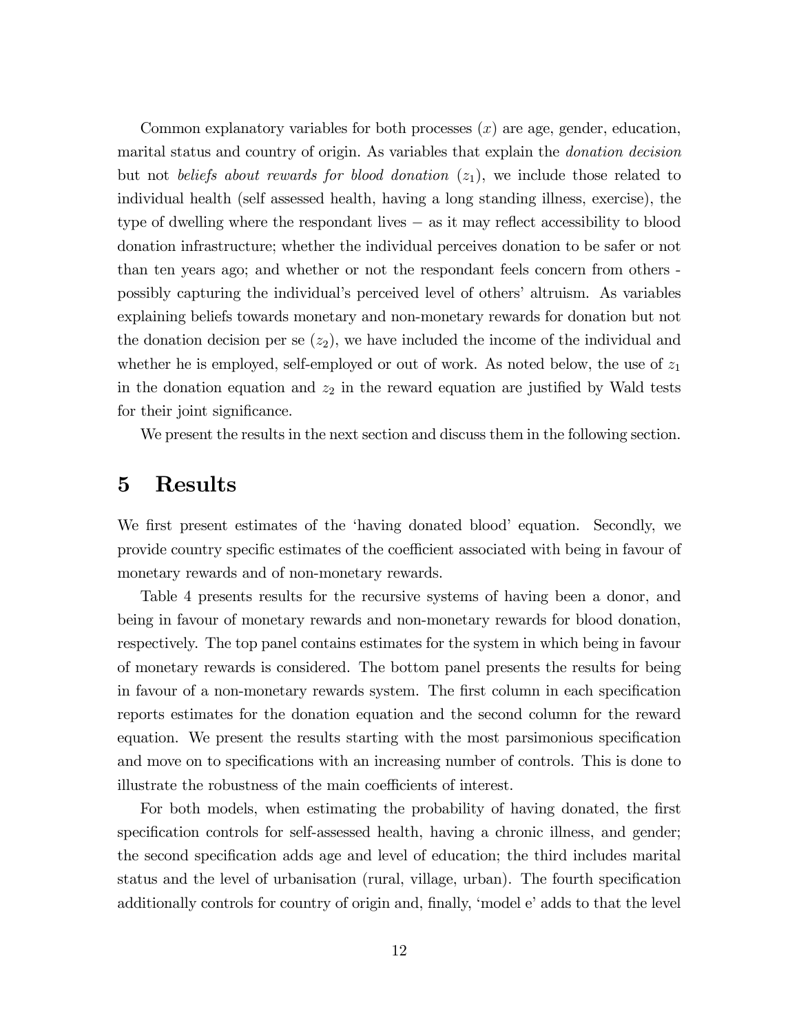Common explanatory variables for both processes ($x$) are age, gender, education, marital status and country of origin. As variables that explain the *donation decision* but not *beliefs about rewards for blood donation* ($z_1$), we include those related to individual health (self assessed health, having a long standing illness, exercise), the type of dwelling where the respondant lives $-$ as it may reflect accessibility to blood donation infrastructure; whether the individual perceives donation to be safer or not than ten years ago; and whether or not the respondant feels concern from others - possibly capturing the individual's perceived level of others' altruism. As variables explaining beliefs towards monetary and non-monetary rewards for donation but not the donation decision per se ($z_2$), we have included the income of the individual and whether he is employed, self-employed or out of work. As noted below, the use of $z_1$ in the donation equation and $z_2$ in the reward equation are justified by Wald tests for their joint significance.

We present the results in the next section and discuss them in the following section.

# 5 Results

We first present estimates of the 'having donated blood' equation. Secondly, we provide country specific estimates of the coefficient associated with being in favour of monetary rewards and of non-monetary rewards.

Table 4 presents results for the recursive systems of having been a donor, and being in favour of monetary rewards and non-monetary rewards for blood donation, respectively. The top panel contains estimates for the system in which being in favour of monetary rewards is considered. The bottom panel presents the results for being in favour of a non-monetary rewards system. The first column in each specification reports estimates for the donation equation and the second column for the reward equation. We present the results starting with the most parsimonious specification and move on to specifications with an increasing number of controls. This is done to illustrate the robustness of the main coefficients of interest.

For both models, when estimating the probability of having donated, the first specification controls for self-assessed health, having a chronic illness, and gender; the second specification adds age and level of education; the third includes marital status and the level of urbanisation (rural, village, urban). The fourth specification additionally controls for country of origin and, finally, 'model e' adds to that the level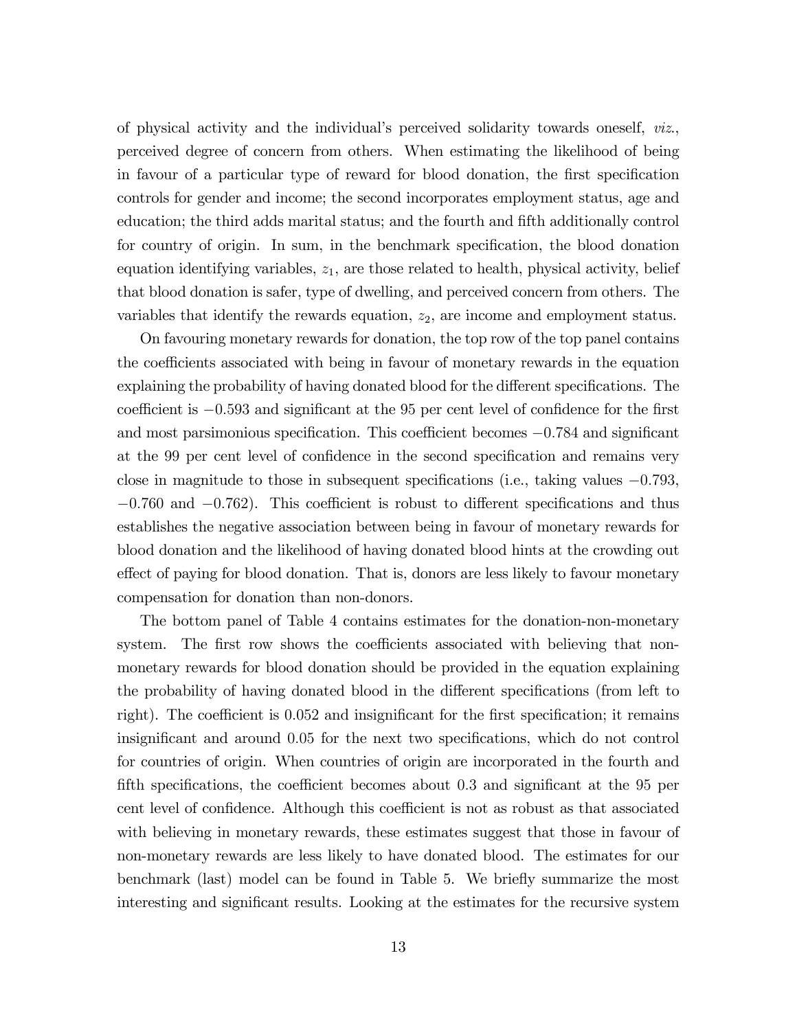of physical activity and the individual's perceived solidarity towards oneself, *viz.*, perceived degree of concern from others. When estimating the likelihood of being in favour of a particular type of reward for blood donation, the first specification controls for gender and income; the second incorporates employment status, age and education; the third adds marital status; and the fourth and fifth additionally control for country of origin. In sum, in the benchmark specification, the blood donation equation identifying variables, $z_1$, are those related to health, physical activity, belief that blood donation is safer, type of dwelling, and perceived concern from others. The variables that identify the rewards equation, $z_2$, are income and employment status.

On favouring monetary rewards for donation, the top row of the top panel contains the coefficients associated with being in favour of monetary rewards in the equation explaining the probability of having donated blood for the different specifications. The coefficient is $-0.593$ and significant at the 95 per cent level of confidence for the first and most parsimonious specification. This coefficient becomes $-0.784$ and significant at the 99 per cent level of confidence in the second specification and remains very close in magnitude to those in subsequent specifications (i.e., taking values $-0.793$, $-0.760$ and $-0.762$). This coefficient is robust to different specifications and thus establishes the negative association between being in favour of monetary rewards for blood donation and the likelihood of having donated blood hints at the crowding out effect of paying for blood donation. That is, donors are less likely to favour monetary compensation for donation than non-donors.

The bottom panel of Table 4 contains estimates for the donation-non-monetary system. The first row shows the coefficients associated with believing that non-monetary rewards for blood donation should be provided in the equation explaining the probability of having donated blood in the different specifications (from left to right). The coefficient is 0.052 and insignificant for the first specification; it remains insignificant and around 0.05 for the next two specifications, which do not control for countries of origin. When countries of origin are incorporated in the fourth and fifth specifications, the coefficient becomes about 0.3 and significant at the 95 per cent level of confidence. Although this coefficient is not as robust as that associated with believing in monetary rewards, these estimates suggest that those in favour of non-monetary rewards are less likely to have donated blood. The estimates for our benchmark (last) model can be found in Table 5. We briefly summarize the most interesting and significant results. Looking at the estimates for the recursive system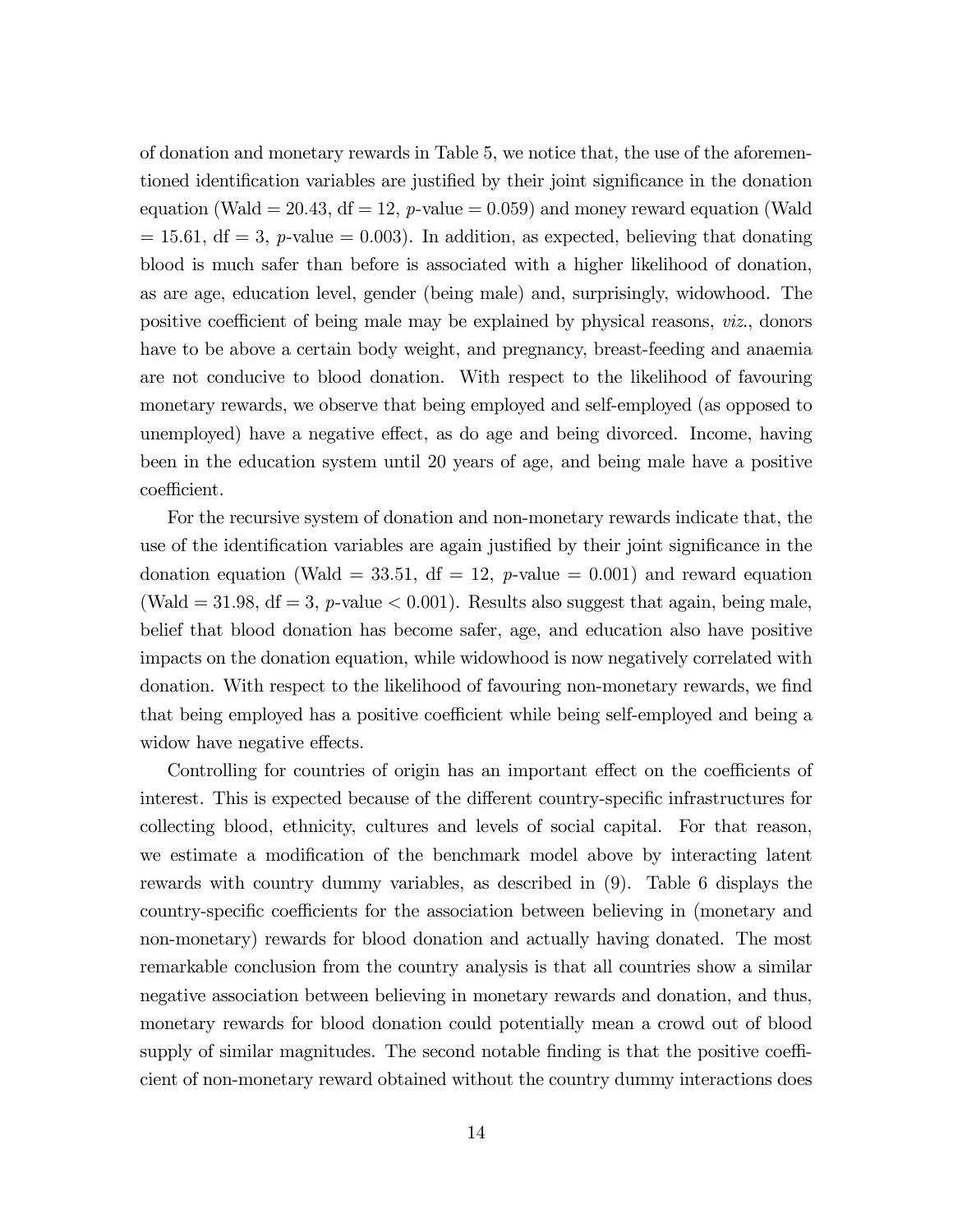of donation and monetary rewards in Table 5, we notice that, the use of the aforementioned identification variables are justified by their joint significance in the donation equation (Wald = 20.43, df = 12, $p$-value = 0.059) and money reward equation (Wald = 15.61, df = 3, $p$-value = 0.003). In addition, as expected, believing that donating blood is much safer than before is associated with a higher likelihood of donation, as are age, education level, gender (being male) and, surprisingly, widowhood. The positive coefficient of being male may be explained by physical reasons, *viz.*, donors have to be above a certain body weight, and pregnancy, breast-feeding and anaemia are not conducive to blood donation. With respect to the likelihood of favouring monetary rewards, we observe that being employed and self-employed (as opposed to unemployed) have a negative effect, as do age and being divorced. Income, having been in the education system until 20 years of age, and being male have a positive coefficient.

For the recursive system of donation and non-monetary rewards indicate that, the use of the identification variables are again justified by their joint significance in the donation equation (Wald = 33.51, df = 12, $p$-value = 0.001) and reward equation (Wald = 31.98, df = 3, $p$-value $< 0.001$). Results also suggest that again, being male, belief that blood donation has become safer, age, and education also have positive impacts on the donation equation, while widowhood is now negatively correlated with donation. With respect to the likelihood of favouring non-monetary rewards, we find that being employed has a positive coefficient while being self-employed and being a widow have negative effects.

Controlling for countries of origin has an important effect on the coefficients of interest. This is expected because of the different country-specific infrastructures for collecting blood, ethnicity, cultures and levels of social capital. For that reason, we estimate a modification of the benchmark model above by interacting latent rewards with country dummy variables, as described in (9). Table 6 displays the country-specific coefficients for the association between believing in (monetary and non-monetary) rewards for blood donation and actually having donated. The most remarkable conclusion from the country analysis is that all countries show a similar negative association between believing in monetary rewards and donation, and thus, monetary rewards for blood donation could potentially mean a crowd out of blood supply of similar magnitudes. The second notable finding is that the positive coefficient of non-monetary reward obtained without the country dummy interactions does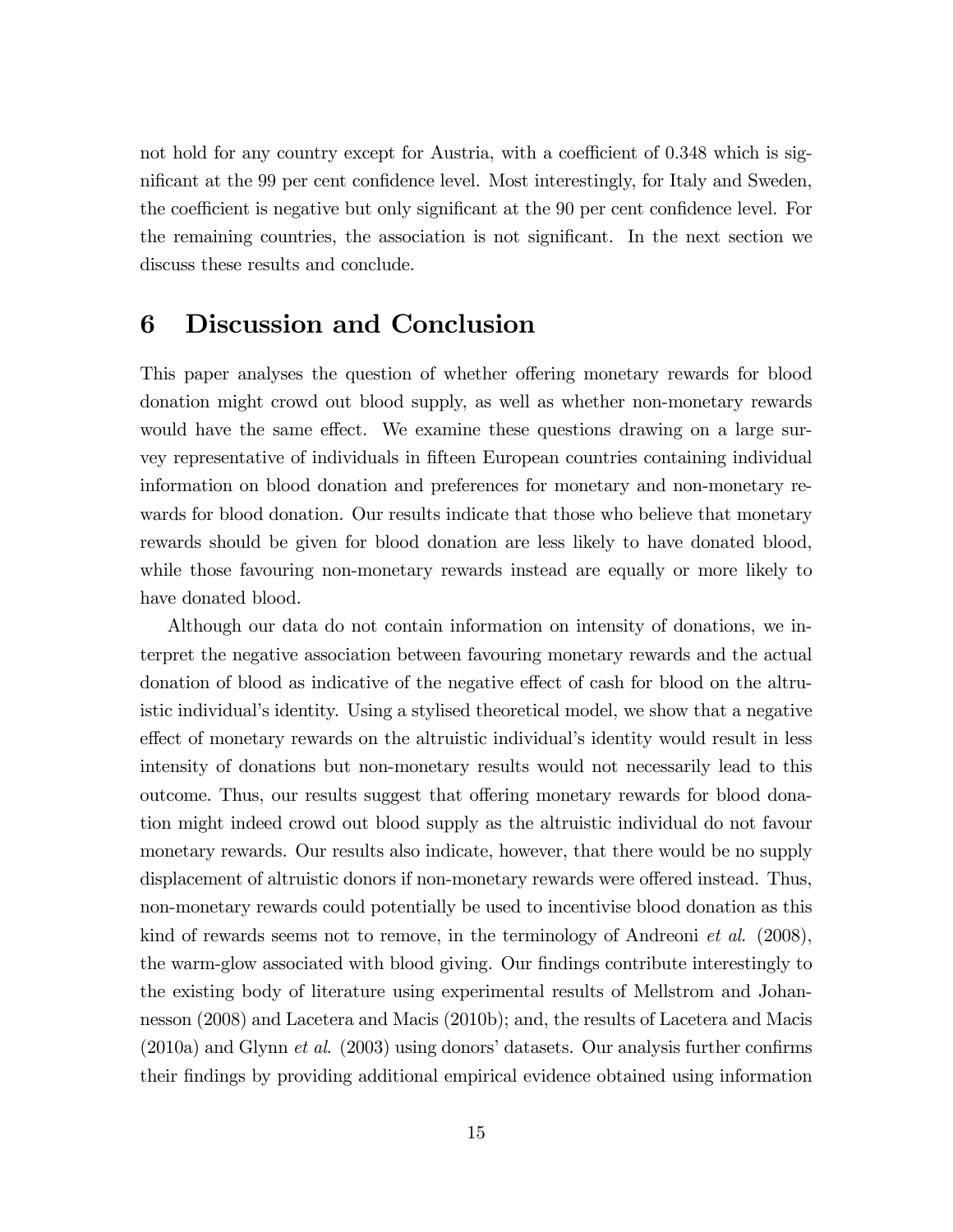not hold for any country except for Austria, with a coefficient of 0.348 which is significant at the 99 per cent confidence level. Most interestingly, for Italy and Sweden, the coefficient is negative but only significant at the 90 per cent confidence level. For the remaining countries, the association is not significant. In the next section we discuss these results and conclude.

# 6 Discussion and Conclusion

This paper analyses the question of whether offering monetary rewards for blood donation might crowd out blood supply, as well as whether non-monetary rewards would have the same effect. We examine these questions drawing on a large survey representative of individuals in fifteen European countries containing individual information on blood donation and preferences for monetary and non-monetary rewards for blood donation. Our results indicate that those who believe that monetary rewards should be given for blood donation are less likely to have donated blood, while those favouring non-monetary rewards instead are equally or more likely to have donated blood.

Although our data do not contain information on intensity of donations, we interpret the negative association between favouring monetary rewards and the actual donation of blood as indicative of the negative effect of cash for blood on the altruistic individual's identity. Using a stylised theoretical model, we show that a negative effect of monetary rewards on the altruistic individual's identity would result in less intensity of donations but non-monetary results would not necessarily lead to this outcome. Thus, our results suggest that offering monetary rewards for blood donation might indeed crowd out blood supply as the altruistic individual do not favour monetary rewards. Our results also indicate, however, that there would be no supply displacement of altruistic donors if non-monetary rewards were offered instead. Thus, non-monetary rewards could potentially be used to incentivise blood donation as this kind of rewards seems not to remove, in the terminology of Andreoni *et al.* (2008), the warm-glow associated with blood giving. Our findings contribute interestingly to the existing body of literature using experimental results of Mellstrom and Johannesson (2008) and Lacetera and Macis (2010b); and, the results of Lacetera and Macis (2010a) and Glynn *et al.* (2003) using donors' datasets. Our analysis further confirms their findings by providing additional empirical evidence obtained using information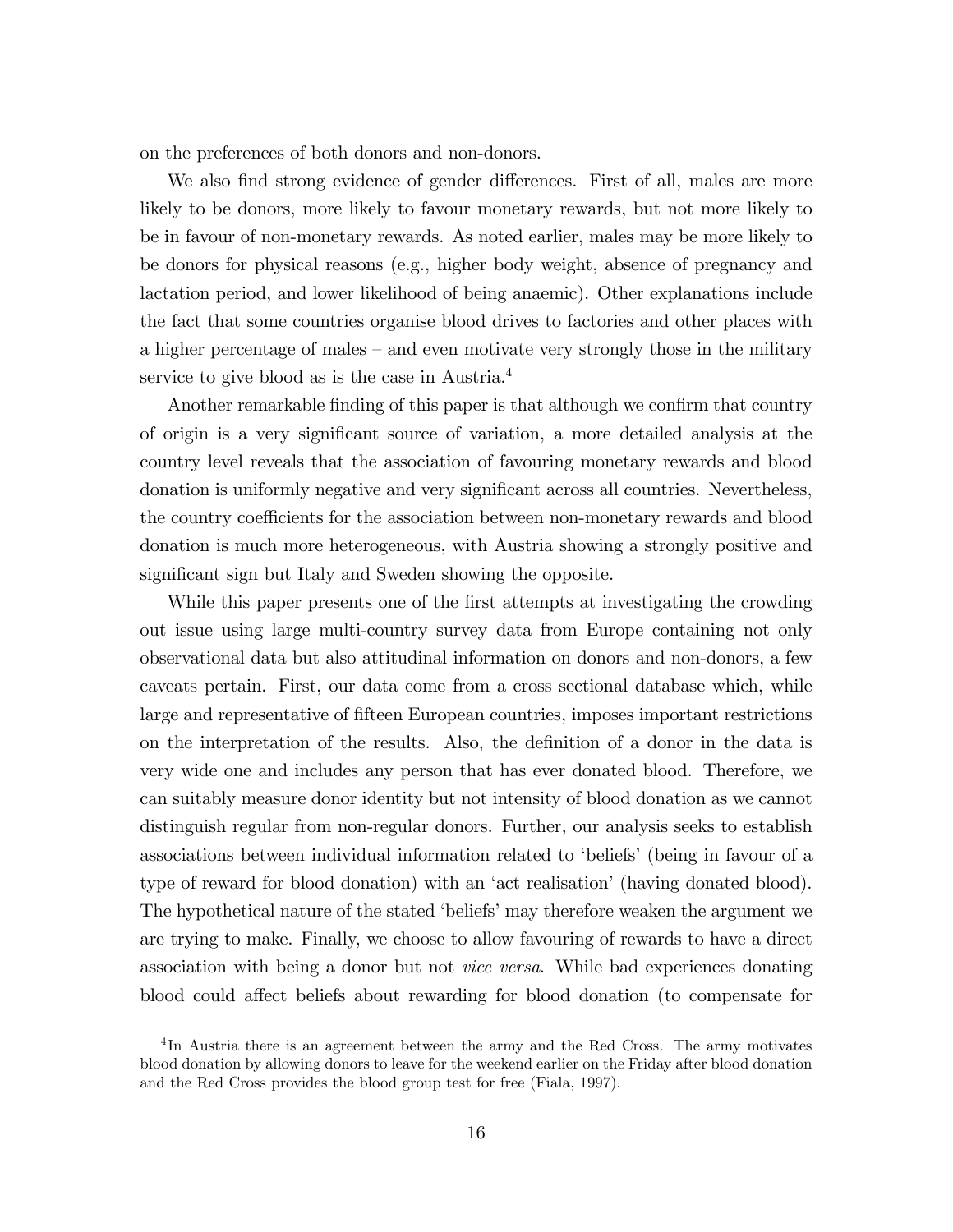on the preferences of both donors and non-donors.

We also find strong evidence of gender differences. First of all, males are more likely to be donors, more likely to favour monetary rewards, but not more likely to be in favour of non-monetary rewards. As noted earlier, males may be more likely to be donors for physical reasons (e.g., higher body weight, absence of pregnancy and lactation period, and lower likelihood of being anaemic). Other explanations include the fact that some countries organise blood drives to factories and other places with a higher percentage of males – and even motivate very strongly those in the military service to give blood as is the case in Austria.[4]

Another remarkable finding of this paper is that although we confirm that country of origin is a very significant source of variation, a more detailed analysis at the country level reveals that the association of favouring monetary rewards and blood donation is uniformly negative and very significant across all countries. Nevertheless, the country coefficients for the association between non-monetary rewards and blood donation is much more heterogeneous, with Austria showing a strongly positive and significant sign but Italy and Sweden showing the opposite.

While this paper presents one of the first attempts at investigating the crowding out issue using large multi-country survey data from Europe containing not only observational data but also attitudinal information on donors and non-donors, a few caveats pertain. First, our data come from a cross sectional database which, while large and representative of fifteen European countries, imposes important restrictions on the interpretation of the results. Also, the definition of a donor in the data is very wide one and includes any person that has ever donated blood. Therefore, we can suitably measure donor identity but not intensity of blood donation as we cannot distinguish regular from non-regular donors. Further, our analysis seeks to establish associations between individual information related to 'beliefs' (being in favour of a type of reward for blood donation) with an 'act realisation' (having donated blood). The hypothetical nature of the stated 'beliefs' may therefore weaken the argument we are trying to make. Finally, we choose to allow favouring of rewards to have a direct association with being a donor but not *vice versa*. While bad experiences donating blood could affect beliefs about rewarding for blood donation (to compensate for

[4]In Austria there is an agreement between the army and the Red Cross. The army motivates blood donation by allowing donors to leave for the weekend earlier on the Friday after blood donation and the Red Cross provides the blood group test for free (Fiala, 1997).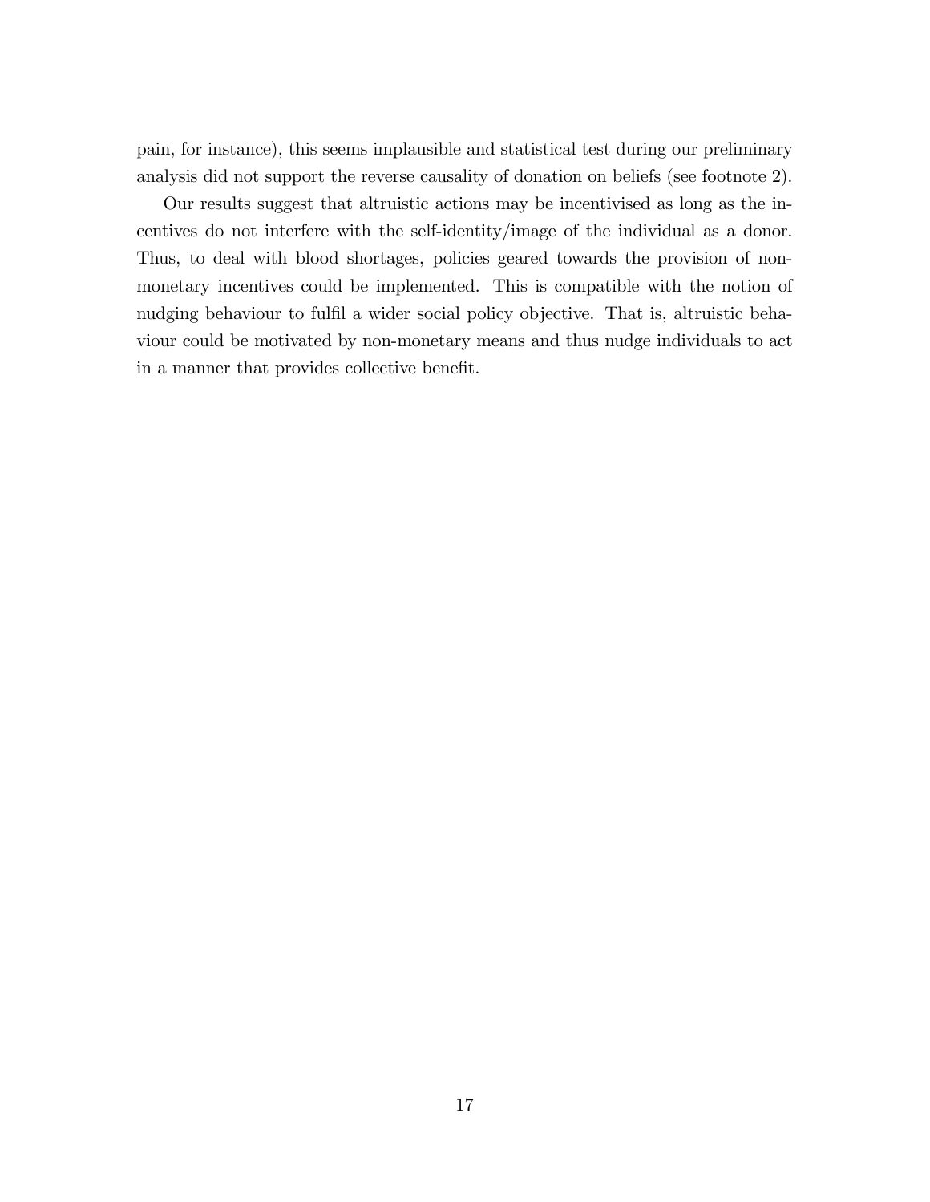pain, for instance), this seems implausible and statistical test during our preliminary analysis did not support the reverse causality of donation on beliefs (see footnote 2).

Our results suggest that altruistic actions may be incentivised as long as the incentives do not interfere with the self-identity/image of the individual as a donor. Thus, to deal with blood shortages, policies geared towards the provision of non-monetary incentives could be implemented. This is compatible with the notion of nudging behaviour to fulfil a wider social policy objective. That is, altruistic behaviour could be motivated by non-monetary means and thus nudge individuals to act in a manner that provides collective benefit.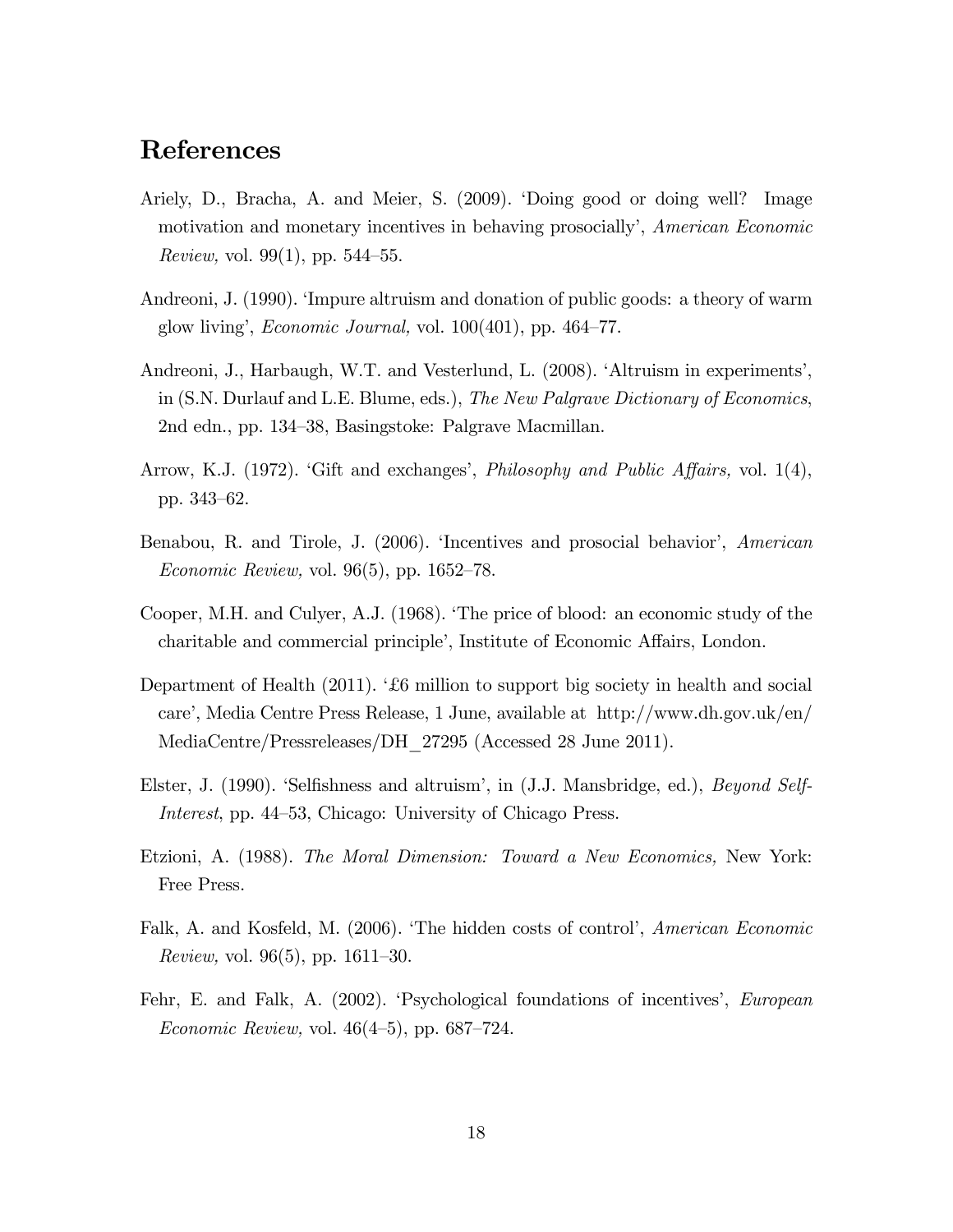## References

Ariely, D., Bracha, A. and Meier, S. (2009). 'Doing good or doing well? Image motivation and monetary incentives in behaving prosocially', *American Economic Review,* vol. 99(1), pp. 544–55.

Andreoni, J. (1990). 'Impure altruism and donation of public goods: a theory of warm glow living', *Economic Journal,* vol. 100(401), pp. 464–77.

Andreoni, J., Harbaugh, W.T. and Vesterlund, L. (2008). 'Altruism in experiments', in (S.N. Durlauf and L.E. Blume, eds.), *The New Palgrave Dictionary of Economics*, 2nd edn., pp. 134–38, Basingstoke: Palgrave Macmillan.

Arrow, K.J. (1972). 'Gift and exchanges', *Philosophy and Public Affairs,* vol. 1(4), pp. 343–62.

Benabou, R. and Tirole, J. (2006). 'Incentives and prosocial behavior', *American Economic Review,* vol. 96(5), pp. 1652–78.

Cooper, M.H. and Culyer, A.J. (1968). 'The price of blood: an economic study of the charitable and commercial principle', Institute of Economic Affairs, London.

Department of Health (2011). '£6 million to support big society in health and social care', Media Centre Press Release, 1 June, available at http://www.dh.gov.uk/en/MediaCentre/Pressreleases/DH_27295 (Accessed 28 June 2011).

Elster, J. (1990). 'Selfishness and altruism', in (J.J. Mansbridge, ed.), *Beyond Self-Interest*, pp. 44–53, Chicago: University of Chicago Press.

Etzioni, A. (1988). *The Moral Dimension: Toward a New Economics,* New York: Free Press.

Falk, A. and Kosfeld, M. (2006). 'The hidden costs of control', *American Economic Review,* vol. 96(5), pp. 1611–30.

Fehr, E. and Falk, A. (2002). 'Psychological foundations of incentives', *European Economic Review,* vol. 46(4–5), pp. 687–724.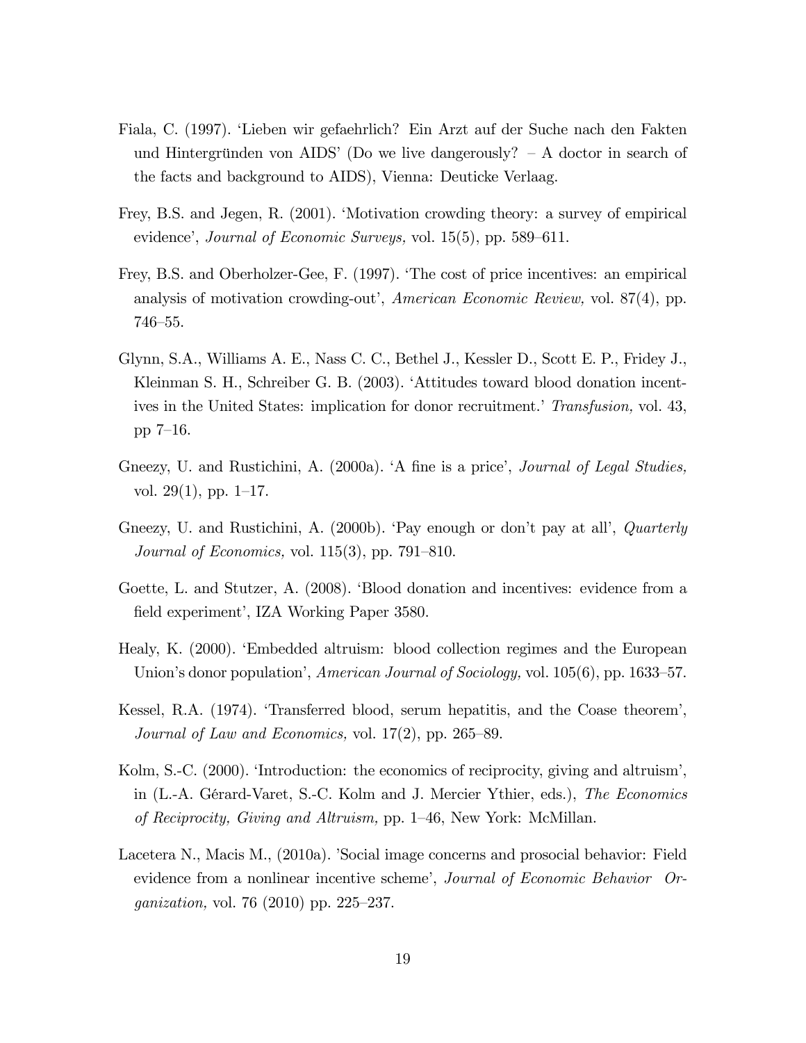Fiala, C. (1997). 'Lieben wir gefaehrlich? Ein Arzt auf der Suche nach den Fakten und Hintergründen von AIDS' (Do we live dangerously? – A doctor in search of the facts and background to AIDS), Vienna: Deuticke Verlaag.

Frey, B.S. and Jegen, R. (2001). 'Motivation crowding theory: a survey of empirical evidence', *Journal of Economic Surveys,* vol. 15(5), pp. 589–611.

Frey, B.S. and Oberholzer-Gee, F. (1997). 'The cost of price incentives: an empirical analysis of motivation crowding-out', *American Economic Review,* vol. 87(4), pp. 746–55.

Glynn, S.A., Williams A. E., Nass C. C., Bethel J., Kessler D., Scott E. P., Fridey J., Kleinman S. H., Schreiber G. B. (2003). 'Attitudes toward blood donation incentives in the United States: implication for donor recruitment.' *Transfusion,* vol. 43, pp 7–16.

Gneezy, U. and Rustichini, A. (2000a). 'A fine is a price', *Journal of Legal Studies,* vol. 29(1), pp. 1–17.

Gneezy, U. and Rustichini, A. (2000b). 'Pay enough or don't pay at all', *Quarterly Journal of Economics,* vol. 115(3), pp. 791–810.

Goette, L. and Stutzer, A. (2008). 'Blood donation and incentives: evidence from a field experiment', IZA Working Paper 3580.

Healy, K. (2000). 'Embedded altruism: blood collection regimes and the European Union's donor population', *American Journal of Sociology,* vol. 105(6), pp. 1633–57.

Kessel, R.A. (1974). 'Transferred blood, serum hepatitis, and the Coase theorem', *Journal of Law and Economics,* vol. 17(2), pp. 265–89.

Kolm, S.-C. (2000). 'Introduction: the economics of reciprocity, giving and altruism', in (L.-A. Gérard-Varet, S.-C. Kolm and J. Mercier Ythier, eds.), *The Economics of Reciprocity, Giving and Altruism,* pp. 1–46, New York: McMillan.

Lacetera N., Macis M., (2010a). 'Social image concerns and prosocial behavior: Field evidence from a nonlinear incentive scheme', *Journal of Economic Behavior Organization,* vol. 76 (2010) pp. 225–237.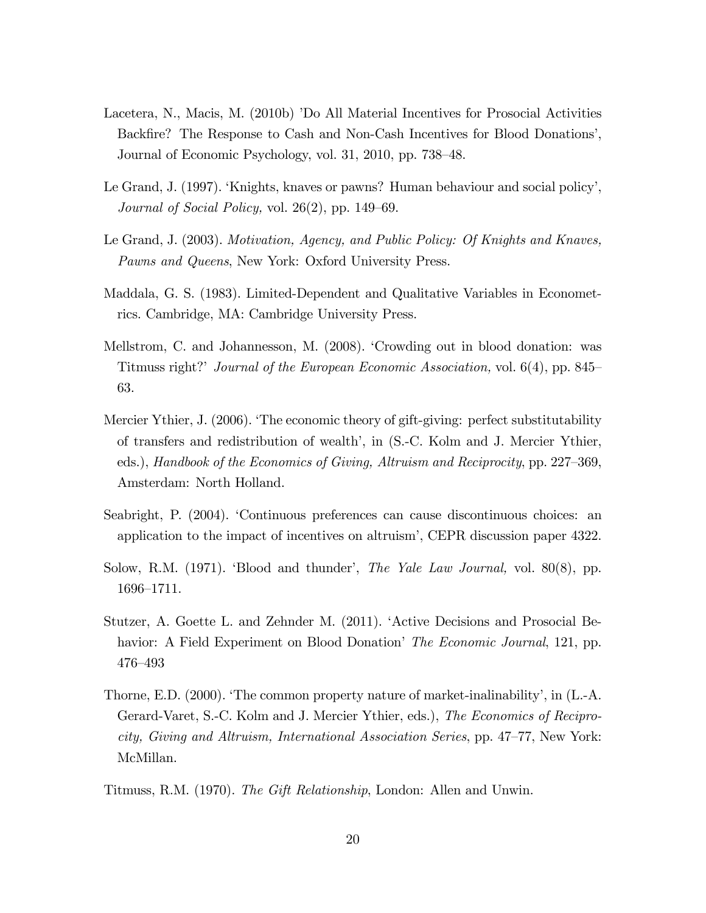Lacetera, N., Macis, M. (2010b) 'Do All Material Incentives for Prosocial Activities Backfire? The Response to Cash and Non-Cash Incentives for Blood Donations', Journal of Economic Psychology, vol. 31, 2010, pp. 738–48.

Le Grand, J. (1997). 'Knights, knaves or pawns? Human behaviour and social policy', *Journal of Social Policy,* vol. 26(2), pp. 149–69.

Le Grand, J. (2003). *Motivation, Agency, and Public Policy: Of Knights and Knaves, Pawns and Queens*, New York: Oxford University Press.

Maddala, G. S. (1983). Limited-Dependent and Qualitative Variables in Econometrics. Cambridge, MA: Cambridge University Press.

Mellstrom, C. and Johannesson, M. (2008). 'Crowding out in blood donation: was Titmuss right?' *Journal of the European Economic Association,* vol. 6(4), pp. 845–63.

Mercier Ythier, J. (2006). 'The economic theory of gift-giving: perfect substitutability of transfers and redistribution of wealth', in (S.-C. Kolm and J. Mercier Ythier, eds.), *Handbook of the Economics of Giving, Altruism and Reciprocity*, pp. 227–369, Amsterdam: North Holland.

Seabright, P. (2004). 'Continuous preferences can cause discontinuous choices: an application to the impact of incentives on altruism', CEPR discussion paper 4322.

Solow, R.M. (1971). 'Blood and thunder', *The Yale Law Journal,* vol. 80(8), pp. 1696–1711.

Stutzer, A. Goette L. and Zehnder M. (2011). 'Active Decisions and Prosocial Behavior: A Field Experiment on Blood Donation' *The Economic Journal*, 121, pp. 476–493

Thorne, E.D. (2000). 'The common property nature of market-inalinability', in (L.-A. Gerard-Varet, S.-C. Kolm and J. Mercier Ythier, eds.), *The Economics of Reciprocity, Giving and Altruism, International Association Series*, pp. 47–77, New York: McMillan.

Titmuss, R.M. (1970). *The Gift Relationship*, London: Allen and Unwin.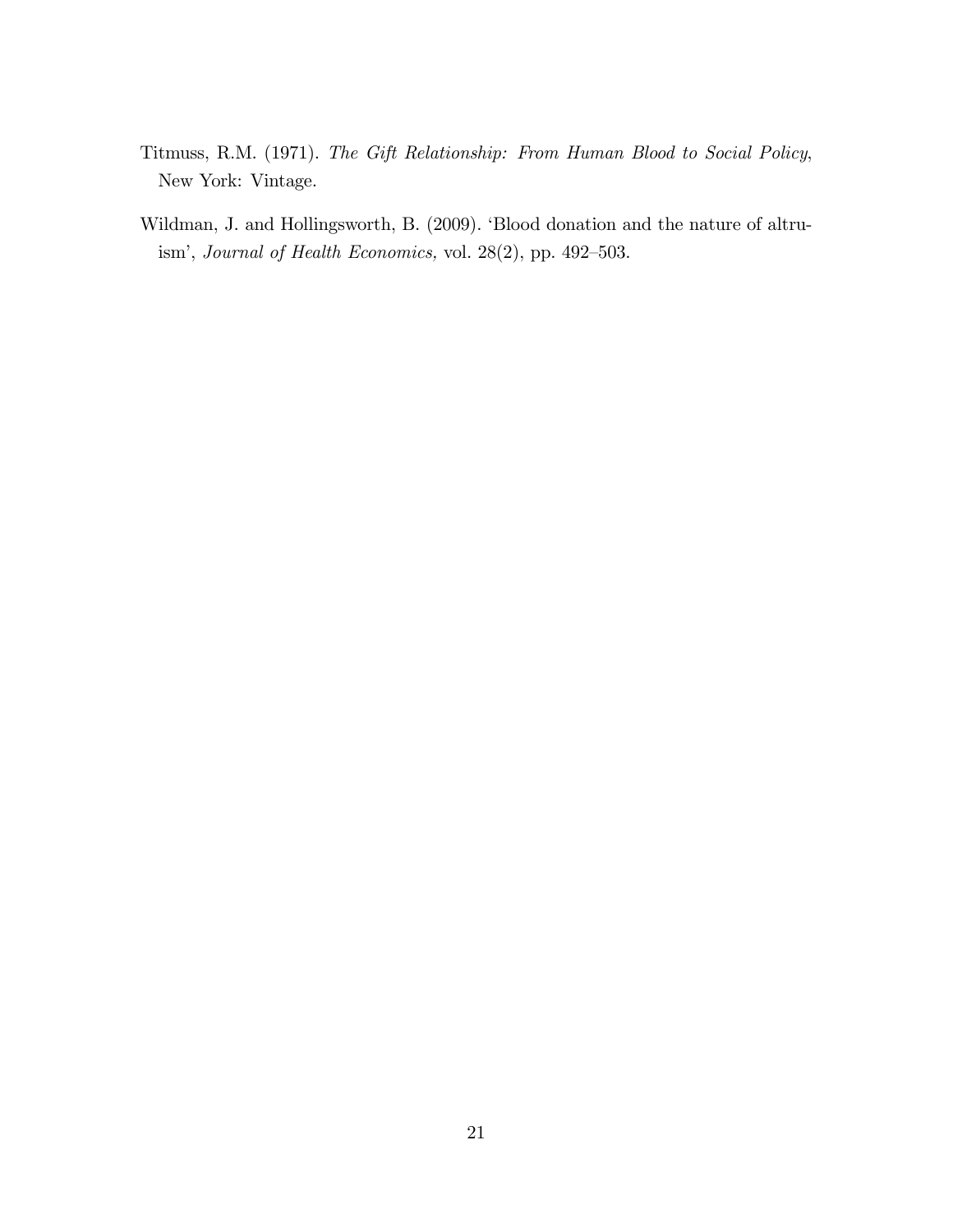Titmuss, R.M. (1971). *The Gift Relationship: From Human Blood to Social Policy*, New York: Vintage.

Wildman, J. and Hollingsworth, B. (2009). 'Blood donation and the nature of altruism', *Journal of Health Economics,* vol. 28(2), pp. 492–503.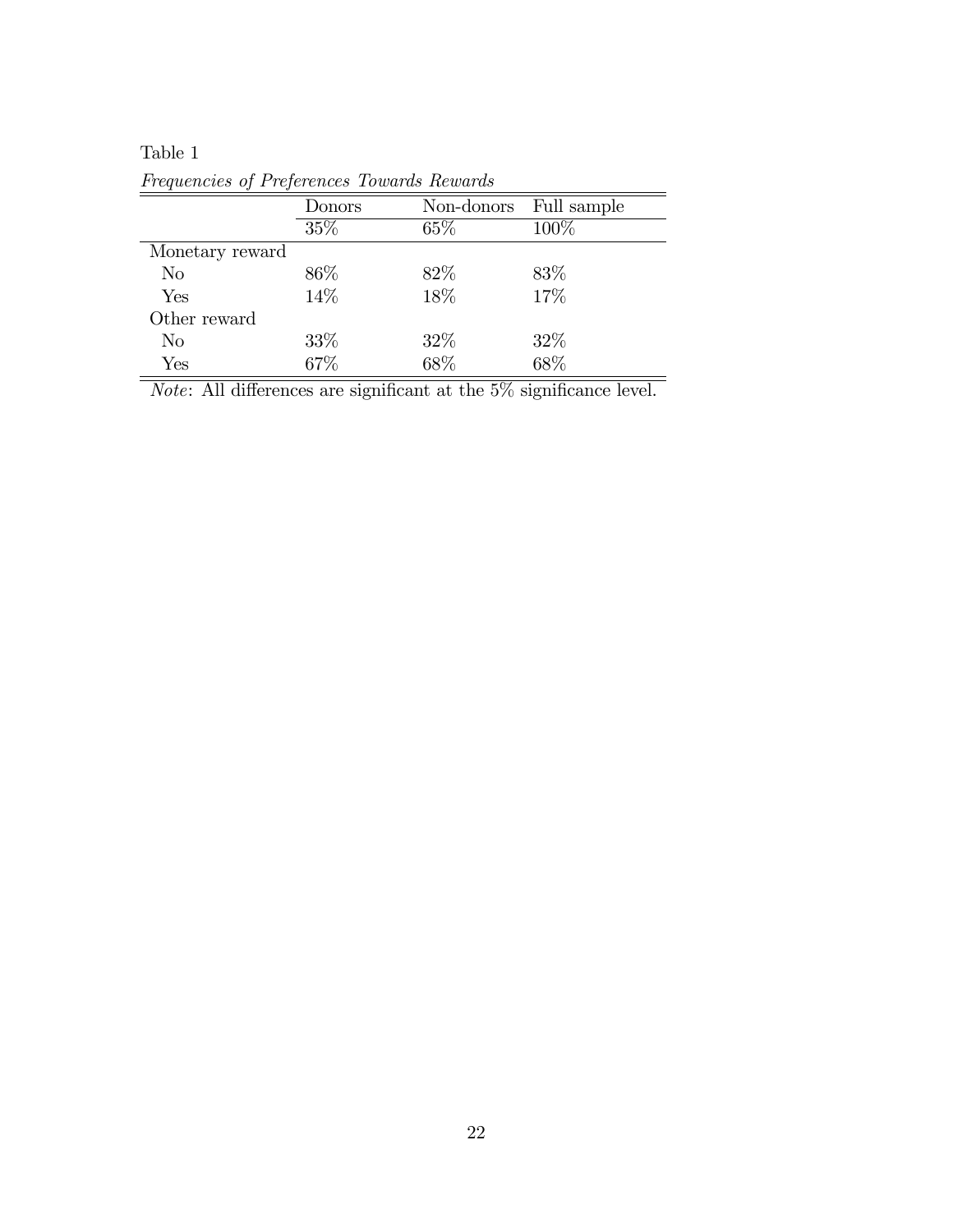Table 1

*Frequencies of Preferences Towards Rewards*

| | Donors | Non-donors | Full sample |
|---|---|---|---|
| | 35% | 65% | 100% |
| Monetary reward | | | |
| No | 86% | 82% | 83% |
| Yes | 14% | 18% | 17% |
| Other reward | | | |
| No | 33% | 32% | 32% |
| Yes | 67% | 68% | 68% |

*Note*: All differences are significant at the 5% significance level.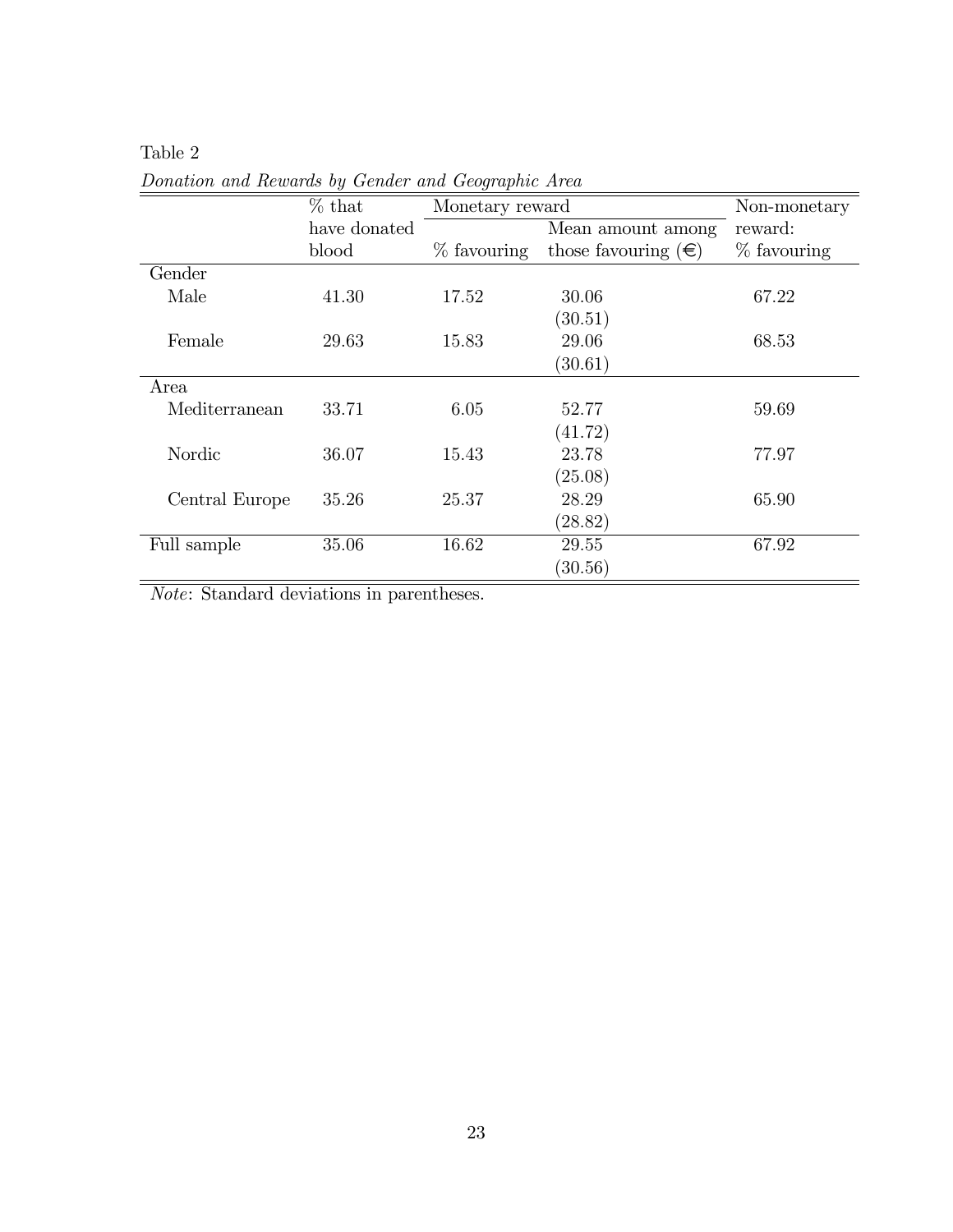Table 2

*Donation and Rewards by Gender and Geographic Area*

| | % that have donated blood | Monetary reward | | Non-monetary reward: |
|---|---|---|---|---|
| | | % favouring | Mean amount among those favouring (€) | % favouring |
| Gender | | | | |
| Male | 41.30 | 17.52 | 30.06 | 67.22 |
| | | | (30.51) | |
| Female | 29.63 | 15.83 | 29.06 | 68.53 |
| | | | (30.61) | |
| Area | | | | |
| Mediterranean | 33.71 | 6.05 | 52.77 | 59.69 |
| | | | (41.72) | |
| Nordic | 36.07 | 15.43 | 23.78 | 77.97 |
| | | | (25.08) | |
| Central Europe | 35.26 | 25.37 | 28.29 | 65.90 |
| | | | (28.82) | |
| Full sample | 35.06 | 16.62 | 29.55 | 67.92 |
| | | | (30.56) | |

*Note*: Standard deviations in parentheses.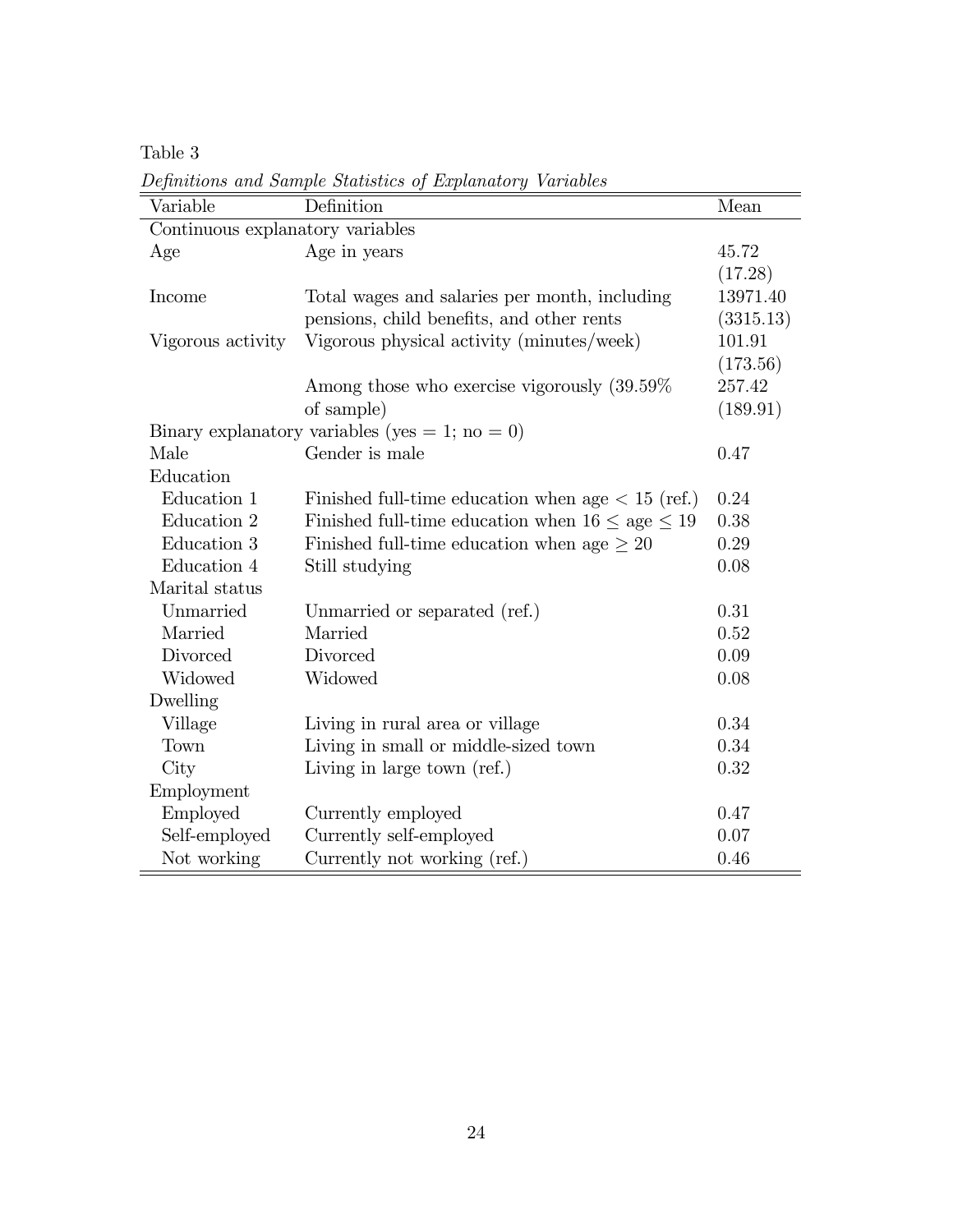Table 3

*Definitions and Sample Statistics of Explanatory Variables*

| Variable | Definition | Mean |
|---|---|---|
| Continuous explanatory variables | | |
| Age | Age in years | 45.72 |
| | | (17.28) |
| Income | Total wages and salaries per month, including pensions, child benefits, and other rents | 13971.40 |
| | | (3315.13) |
| Vigorous activity | Vigorous physical activity (minutes/week) | 101.91 |
| | | (173.56) |
| | Among those who exercise vigorously (39.59% of sample) | 257.42 |
| | | (189.91) |
| Binary explanatory variables (yes = 1; no = 0) | | |
| Male | Gender is male | 0.47 |
| Education | | |
| Education 1 | Finished full-time education when age $< 15$ (ref.) | 0.24 |
| Education 2 | Finished full-time education when $16 \leq$ age $\leq 19$ | 0.38 |
| Education 3 | Finished full-time education when age $\geq 20$ | 0.29 |
| Education 4 | Still studying | 0.08 |
| Marital status | | |
| Unmarried | Unmarried or separated (ref.) | 0.31 |
| Married | Married | 0.52 |
| Divorced | Divorced | 0.09 |
| Widowed | Widowed | 0.08 |
| Dwelling | | |
| Village | Living in rural area or village | 0.34 |
| Town | Living in small or middle-sized town | 0.34 |
| City | Living in large town (ref.) | 0.32 |
| Employment | | |
| Employed | Currently employed | 0.47 |
| Self-employed | Currently self-employed | 0.07 |
| Not working | Currently not working (ref.) | 0.46 |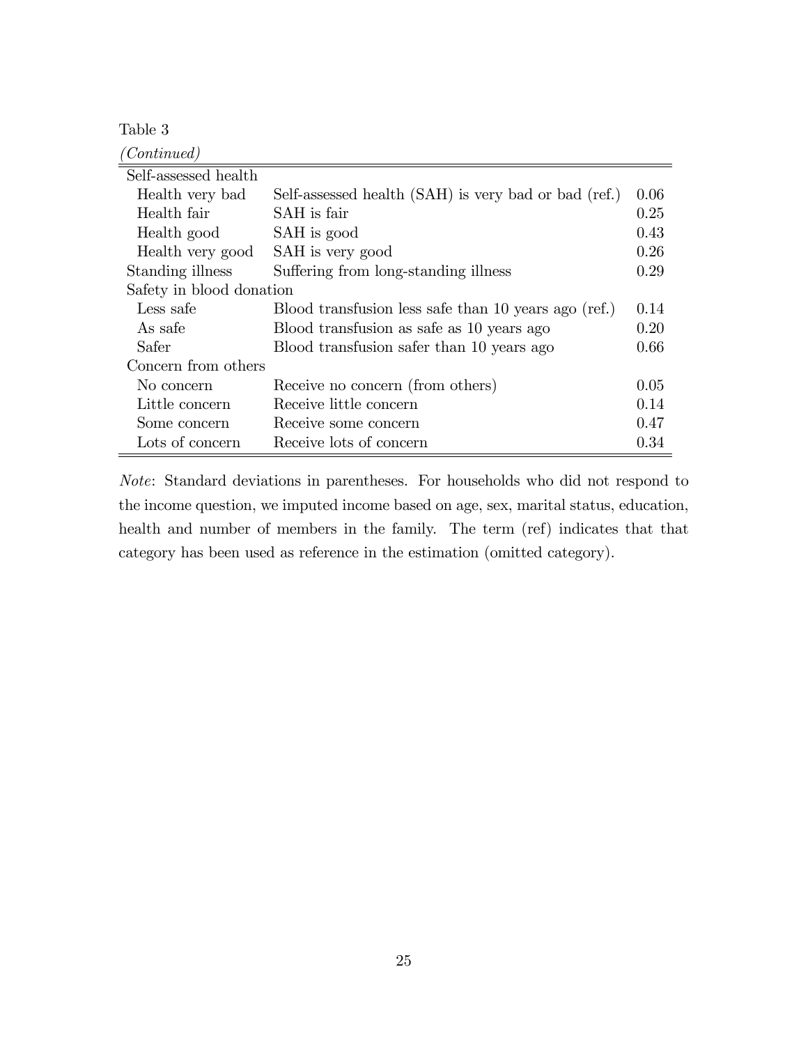Table 3

*(Continued)*

| | | |
|---|---|---|
| Self-assessed health | | |
| Health very bad | Self-assessed health (SAH) is very bad or bad (ref.) | 0.06 |
| Health fair | SAH is fair | 0.25 |
| Health good | SAH is good | 0.43 |
| Health very good | SAH is very good | 0.26 |
| Standing illness | Suffering from long-standing illness | 0.29 |
| Safety in blood donation | | |
| Less safe | Blood transfusion less safe than 10 years ago (ref.) | 0.14 |
| As safe | Blood transfusion as safe as 10 years ago | 0.20 |
| Safer | Blood transfusion safer than 10 years ago | 0.66 |
| Concern from others | | |
| No concern | Receive no concern (from others) | 0.05 |
| Little concern | Receive little concern | 0.14 |
| Some concern | Receive some concern | 0.47 |
| Lots of concern | Receive lots of concern | 0.34 |

*Note*: Standard deviations in parentheses. For households who did not respond to the income question, we imputed income based on age, sex, marital status, education, health and number of members in the family. The term (ref) indicates that that category has been used as reference in the estimation (omitted category).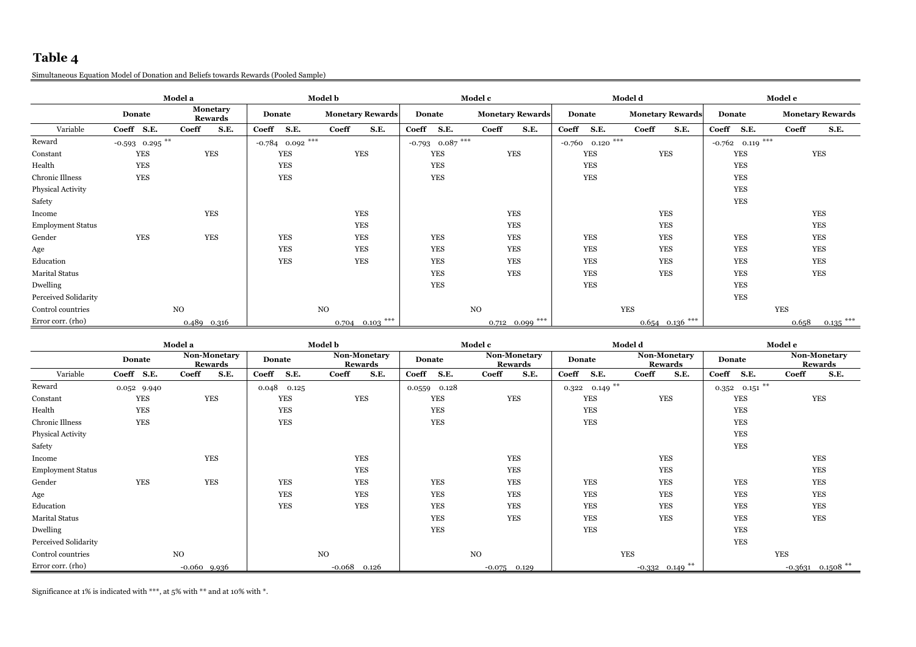## Table 4

Simultaneous Equation Model of Donation and Beliefs towards Rewards (Pooled Sample)

| | Model a | | | | Model b | | | | Model c | | | | Model d | | | | Model e | | | |
|---|---|---|---|---|---|---|---|---|---|---|---|---|---|---|---|---|---|---|---|---|
| | Donate | | Monetary Rewards | | Donate | | Monetary Rewards | | Donate | | Monetary Rewards | | Donate | | Monetary Rewards | | Donate | | Monetary Rewards | |
| Variable | Coeff | S.E. | Coeff | S.E. | Coeff | S.E. | Coeff | S.E. | Coeff | S.E. | Coeff | S.E. | Coeff | S.E. | Coeff | S.E. | Coeff | S.E. | Coeff | S.E. |
| Reward | -0.593 | 0.295 ** | | | -0.784 | 0.092 *** | | | -0.793 | 0.087 *** | | | -0.760 | 0.120 *** | | | -0.762 | 0.119 *** | | |
| Constant | YES | | YES | | YES | | YES | | YES | | YES | | YES | | YES | | YES | | YES | |
| Health | YES | | | | YES | | | | YES | | | | YES | | | | YES | | | |
| Chronic Illness | YES | | | | YES | | | | YES | | | | YES | | | | YES | | | |
| Physical Activity | | | | | | | | | | | | | | | | | YES | | | |
| Safety | | | | | | | | | | | | | | | | | YES | | | |
| Income | | | YES | | | | YES | | | | YES | | | | YES | | | | YES | |
| Employment Status | | | | | | | YES | | | | YES | | | | YES | | | | YES | |
| Gender | YES | | YES | | YES | | YES | | YES | | YES | | YES | | YES | | YES | | YES | |
| Age | | | | | YES | | YES | | YES | | YES | | YES | | YES | | YES | | YES | |
| Education | | | | | YES | | YES | | YES | | YES | | YES | | YES | | YES | | YES | |
| Marital Status | | | | | | | | | YES | | YES | | YES | | YES | | YES | | YES | |
| Dwelling | | | | | | | | | YES | | | | YES | | | | YES | | | |
| Perceived Solidarity | | | | | | | | | | | | | | | | | YES | | | |
| Control countries | NO | | | | NO | | | | NO | | | | YES | | | | YES | | | |
| Error corr. (rho) | | | 0.489 | 0.316 | | | 0.704 | 0.103 *** | | | 0.712 | 0.099 *** | | | 0.654 | 0.136 *** | | | 0.658 | 0.135 *** |

| | Model a | | | | Model b | | | | Model c | | | | Model d | | | | Model e | | | |
|---|---|---|---|---|---|---|---|---|---|---|---|---|---|---|---|---|---|---|---|---|
| | Donate | | Non-Monetary Rewards | | Donate | | Non-Monetary Rewards | | Donate | | Non-Monetary Rewards | | Donate | | Non-Monetary Rewards | | Donate | | Non-Monetary Rewards | |
| Variable | Coeff | S.E. | Coeff | S.E. | Coeff | S.E. | Coeff | S.E. | Coeff | S.E. | Coeff | S.E. | Coeff | S.E. | Coeff | S.E. | Coeff | S.E. | Coeff | S.E. |
| Reward | 0.052 | 9.940 | | | 0.048 | 0.125 | | | 0.0559 | 0.128 | | | 0.322 | 0.149 ** | | | 0.352 | 0.151 ** | | |
| Constant | YES | | YES | | YES | | YES | | YES | | YES | | YES | | YES | | YES | | YES | |
| Health | YES | | | | YES | | | | YES | | | | YES | | | | YES | | | |
| Chronic Illness | YES | | | | YES | | | | YES | | | | YES | | | | YES | | | |
| Physical Activity | | | | | | | | | | | | | | | | | YES | | | |
| Safety | | | | | | | | | | | | | | | | | YES | | | |
| Income | | | YES | | | | YES | | | | YES | | | | YES | | | | YES | |
| Employment Status | | | | | | | YES | | | | YES | | | | YES | | | | YES | |
| Gender | YES | | YES | | YES | | YES | | YES | | YES | | YES | | YES | | YES | | YES | |
| Age | | | | | YES | | YES | | YES | | YES | | YES | | YES | | YES | | YES | |
| Education | | | | | YES | | YES | | YES | | YES | | YES | | YES | | YES | | YES | |
| Marital Status | | | | | | | | | YES | | YES | | YES | | YES | | YES | | YES | |
| Dwelling | | | | | | | | | YES | | | | YES | | | | YES | | | |
| Perceived Solidarity | | | | | | | | | | | | | | | | | YES | | | |
| Control countries | NO | | | | NO | | | | NO | | | | YES | | | | YES | | | |
| Error corr. (rho) | | | -0.060 | 9.936 | | | -0.068 | 0.126 | | | -0.075 | 0.129 | | | -0.332 | 0.149 ** | | | -0.3631 | 0.1508 ** |

Significance at 1% is indicated with ***, at 5% with ** and at 10% with *.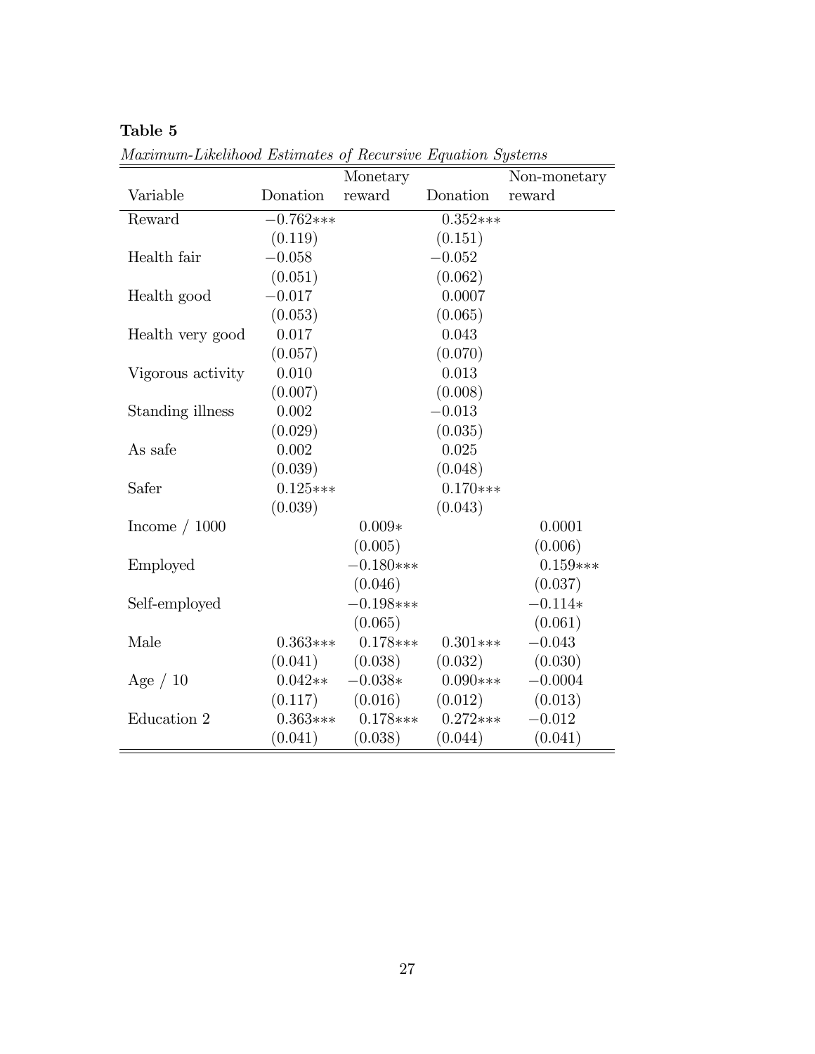**Table 5**

*Maximum-Likelihood Estimates of Recursive Equation Systems*

| Variable | Donation | Monetary reward | Donation | Non-monetary reward |
|---|---|---|---|---|
| Reward | −0.762*** | | 0.352*** | |
| | (0.119) | | (0.151) | |
| Health fair | −0.058 | | −0.052 | |
| | (0.051) | | (0.062) | |
| Health good | −0.017 | | 0.0007 | |
| | (0.053) | | (0.065) | |
| Health very good | 0.017 | | 0.043 | |
| | (0.057) | | (0.070) | |
| Vigorous activity | 0.010 | | 0.013 | |
| | (0.007) | | (0.008) | |
| Standing illness | 0.002 | | −0.013 | |
| | (0.029) | | (0.035) | |
| As safe | 0.002 | | 0.025 | |
| | (0.039) | | (0.048) | |
| Safer | 0.125*** | | 0.170*** | |
| | (0.039) | | (0.043) | |
| Income / 1000 | | 0.009* | | 0.0001 |
| | | (0.005) | | (0.006) |
| Employed | | −0.180*** | | 0.159*** |
| | | (0.046) | | (0.037) |
| Self-employed | | −0.198*** | | −0.114* |
| | | (0.065) | | (0.061) |
| Male | 0.363*** | 0.178*** | 0.301*** | −0.043 |
| | (0.041) | (0.038) | (0.032) | (0.030) |
| Age / 10 | 0.042** | −0.038* | 0.090*** | −0.0004 |
| | (0.117) | (0.016) | (0.012) | (0.013) |
| Education 2 | 0.363*** | 0.178*** | 0.272*** | −0.012 |
| | (0.041) | (0.038) | (0.044) | (0.041) |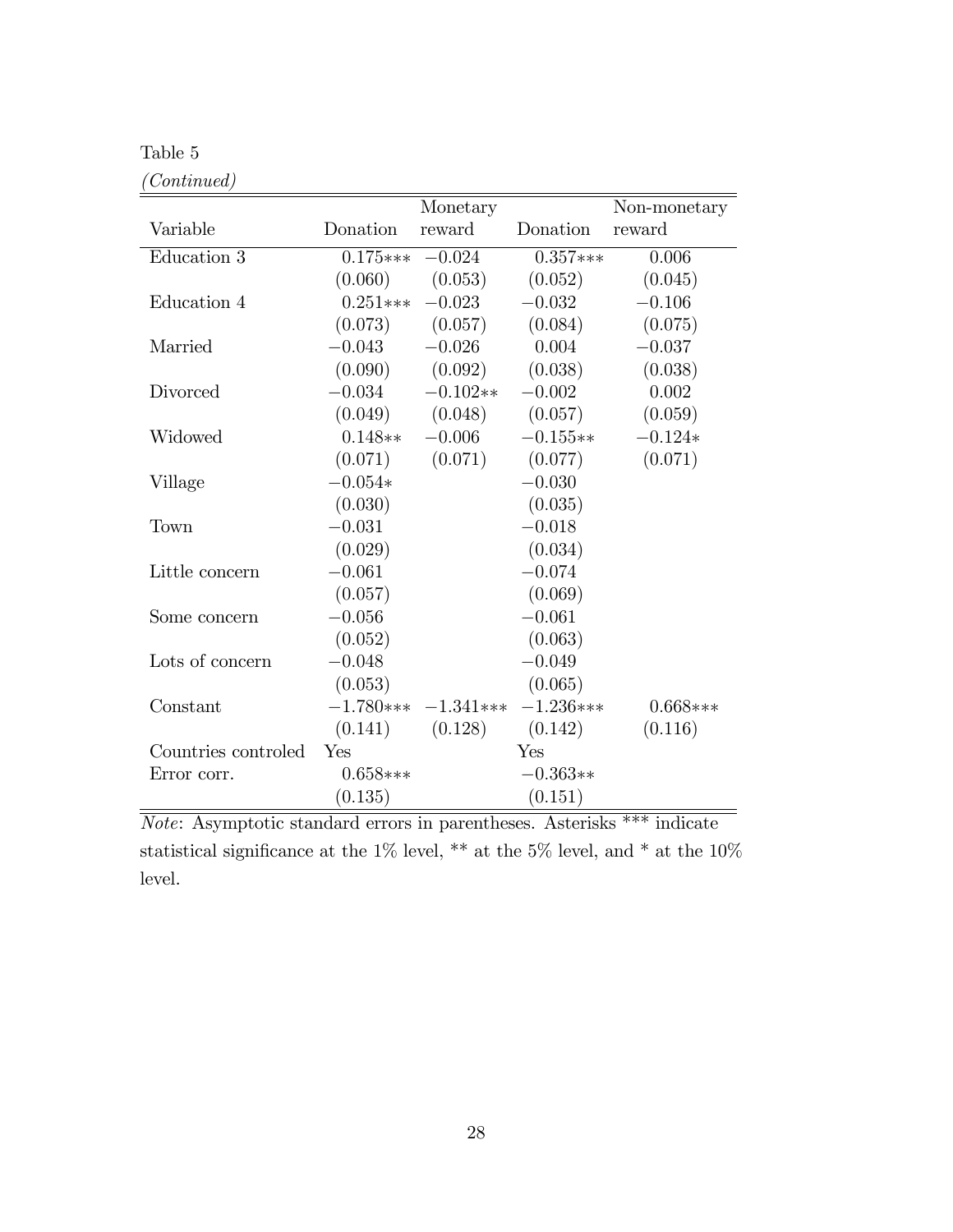Table 5

*(Continued)*

| Variable | Donation | Monetary reward | Donation | Non-monetary reward |
|---|---|---|---|---|
| Education 3 | 0.175*** | −0.024 | 0.357*** | 0.006 |
| | (0.060) | (0.053) | (0.052) | (0.045) |
| Education 4 | 0.251*** | −0.023 | −0.032 | −0.106 |
| | (0.073) | (0.057) | (0.084) | (0.075) |
| Married | −0.043 | −0.026 | 0.004 | −0.037 |
| | (0.090) | (0.092) | (0.038) | (0.038) |
| Divorced | −0.034 | −0.102** | −0.002 | 0.002 |
| | (0.049) | (0.048) | (0.057) | (0.059) |
| Widowed | 0.148** | −0.006 | −0.155** | −0.124* |
| | (0.071) | (0.071) | (0.077) | (0.071) |
| Village | −0.054* | | −0.030 | |
| | (0.030) | | (0.035) | |
| Town | −0.031 | | −0.018 | |
| | (0.029) | | (0.034) | |
| Little concern | −0.061 | | −0.074 | |
| | (0.057) | | (0.069) | |
| Some concern | −0.056 | | −0.061 | |
| | (0.052) | | (0.063) | |
| Lots of concern | −0.048 | | −0.049 | |
| | (0.053) | | (0.065) | |
| Constant | −1.780*** | −1.341*** | −1.236*** | 0.668*** |
| | (0.141) | (0.128) | (0.142) | (0.116) |
| Countries controled | Yes | | Yes | |
| Error corr. | 0.658*** | | −0.363** | |
| | (0.135) | | (0.151) | |

*Note*: Asymptotic standard errors in parentheses. Asterisks *** indicate statistical significance at the 1% level, ** at the 5% level, and * at the 10% level.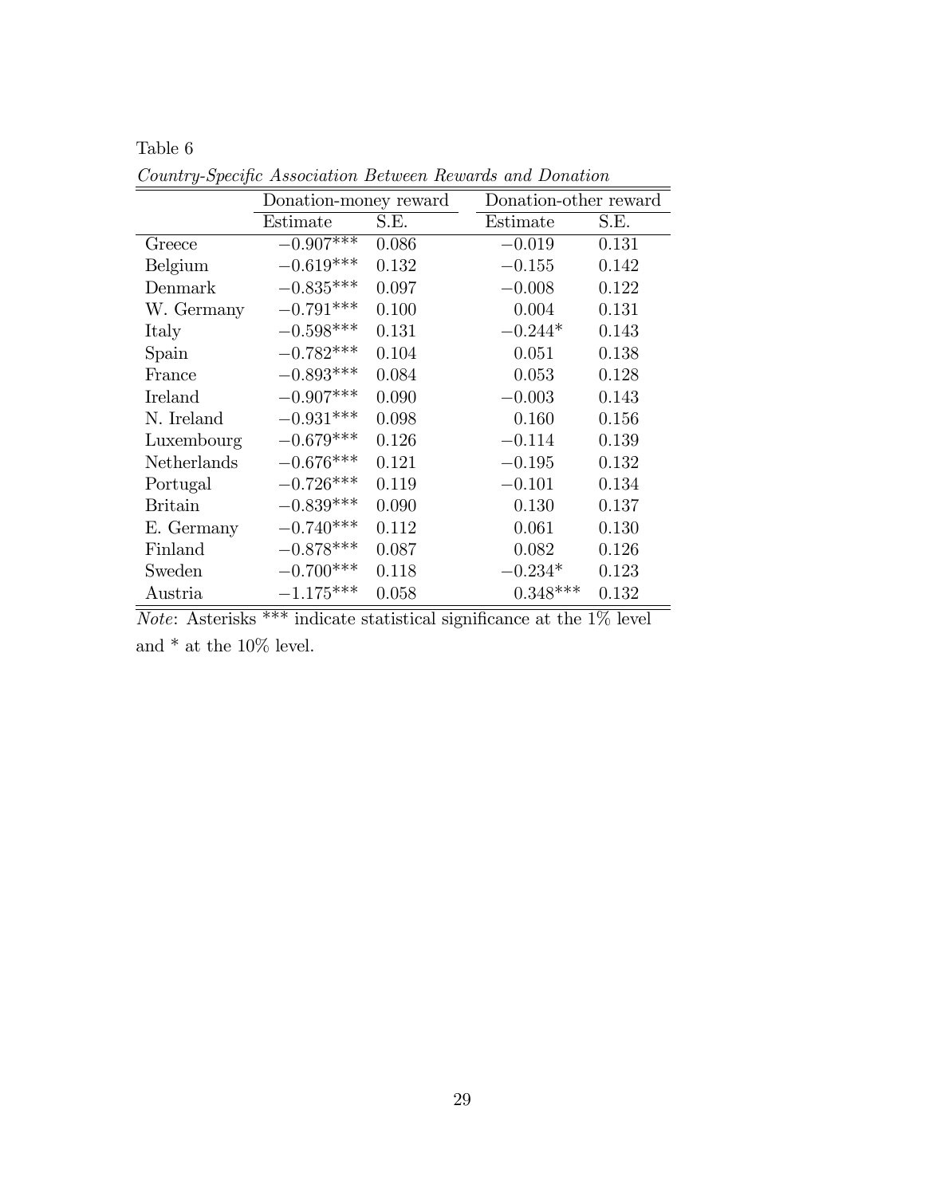Table 6

*Country-Specific Association Between Rewards and Donation*

| | Donation-money reward | | Donation-other reward | |
|---|---|---|---|---|
| | Estimate | S.E. | Estimate | S.E. |
| Greece | −0.907*** | 0.086 | −0.019 | 0.131 |
| Belgium | −0.619*** | 0.132 | −0.155 | 0.142 |
| Denmark | −0.835*** | 0.097 | −0.008 | 0.122 |
| W. Germany | −0.791*** | 0.100 | 0.004 | 0.131 |
| Italy | −0.598*** | 0.131 | −0.244* | 0.143 |
| Spain | −0.782*** | 0.104 | 0.051 | 0.138 |
| France | −0.893*** | 0.084 | 0.053 | 0.128 |
| Ireland | −0.907*** | 0.090 | −0.003 | 0.143 |
| N. Ireland | −0.931*** | 0.098 | 0.160 | 0.156 |
| Luxembourg | −0.679*** | 0.126 | −0.114 | 0.139 |
| Netherlands | −0.676*** | 0.121 | −0.195 | 0.132 |
| Portugal | −0.726*** | 0.119 | −0.101 | 0.134 |
| Britain | −0.839*** | 0.090 | 0.130 | 0.137 |
| E. Germany | −0.740*** | 0.112 | 0.061 | 0.130 |
| Finland | −0.878*** | 0.087 | 0.082 | 0.126 |
| Sweden | −0.700*** | 0.118 | −0.234* | 0.123 |
| Austria | −1.175*** | 0.058 | 0.348*** | 0.132 |

*Note*: Asterisks *** indicate statistical significance at the 1% level and * at the 10% level.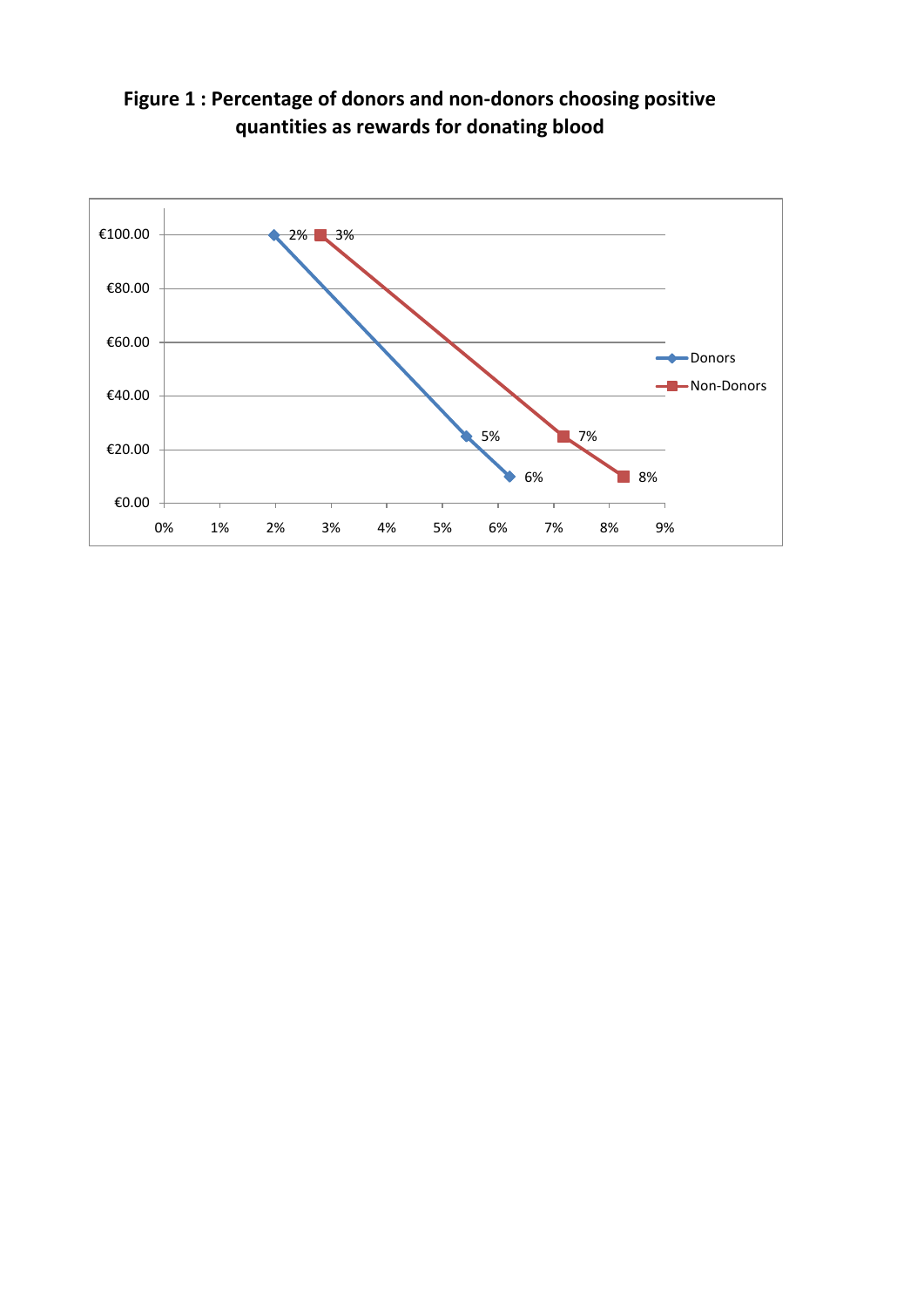**Figure 1 : Percentage of donors and non-donors choosing positive quantities as rewards for donating blood**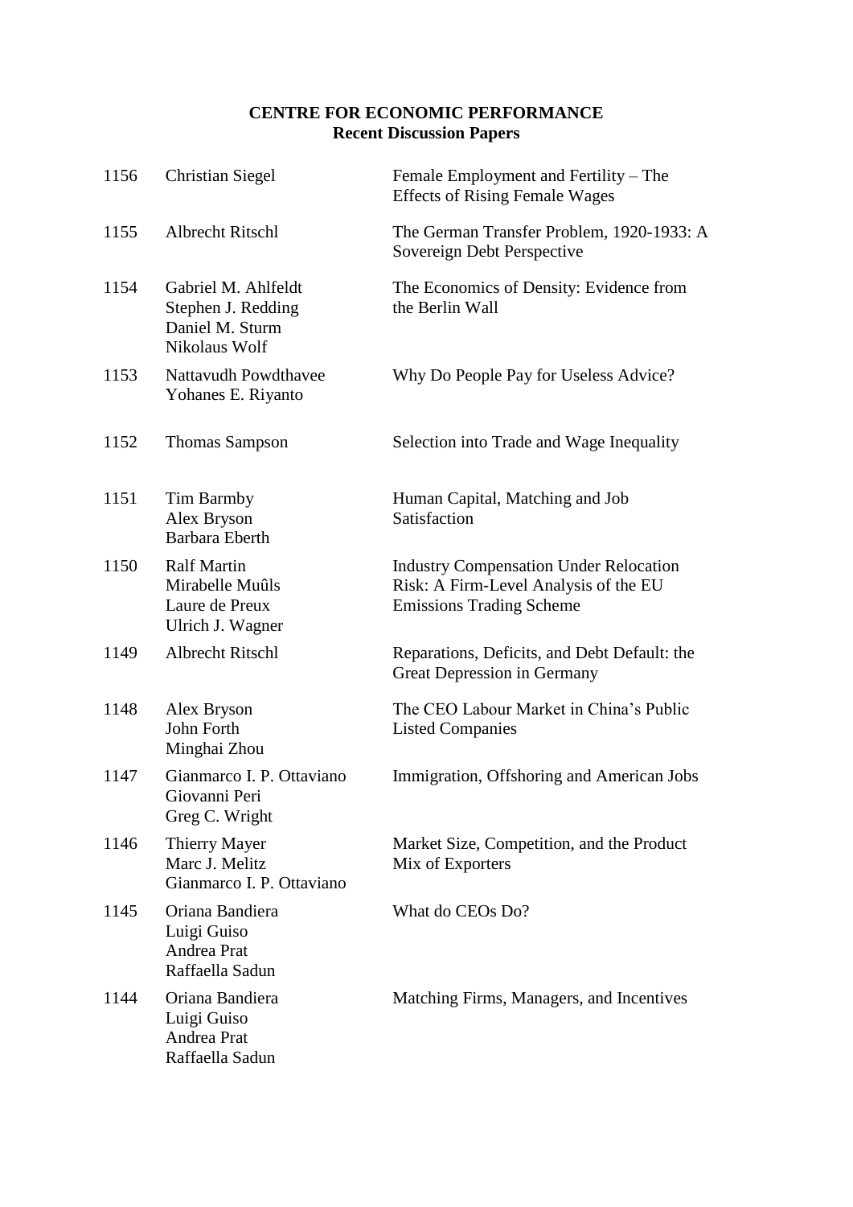**CENTRE FOR ECONOMIC PERFORMANCE**
**Recent Discussion Papers**

| | | |
|---|---|---|
| 1156 | Christian Siegel | Female Employment and Fertility – The Effects of Rising Female Wages |
| 1155 | Albrecht Ritschl | The German Transfer Problem, 1920-1933: A Sovereign Debt Perspective |
| 1154 | Gabriel M. Ahlfeldt<br>Stephen J. Redding<br>Daniel M. Sturm<br>Nikolaus Wolf | The Economics of Density: Evidence from the Berlin Wall |
| 1153 | Nattavudh Powdthavee<br>Yohanes E. Riyanto | Why Do People Pay for Useless Advice? |
| 1152 | Thomas Sampson | Selection into Trade and Wage Inequality |
| 1151 | Tim Barmby<br>Alex Bryson<br>Barbara Eberth | Human Capital, Matching and Job Satisfaction |
| 1150 | Ralf Martin<br>Mirabelle Muûls<br>Laure de Preux<br>Ulrich J. Wagner | Industry Compensation Under Relocation Risk: A Firm-Level Analysis of the EU Emissions Trading Scheme |
| 1149 | Albrecht Ritschl | Reparations, Deficits, and Debt Default: the Great Depression in Germany |
| 1148 | Alex Bryson<br>John Forth<br>Minghai Zhou | The CEO Labour Market in China's Public Listed Companies |
| 1147 | Gianmarco I. P. Ottaviano<br>Giovanni Peri<br>Greg C. Wright | Immigration, Offshoring and American Jobs |
| 1146 | Thierry Mayer<br>Marc J. Melitz<br>Gianmarco I. P. Ottaviano | Market Size, Competition, and the Product Mix of Exporters |
| 1145 | Oriana Bandiera<br>Luigi Guiso<br>Andrea Prat<br>Raffaella Sadun | What do CEOs Do? |
| 1144 | Oriana Bandiera<br>Luigi Guiso<br>Andrea Prat<br>Raffaella Sadun | Matching Firms, Managers, and Incentives |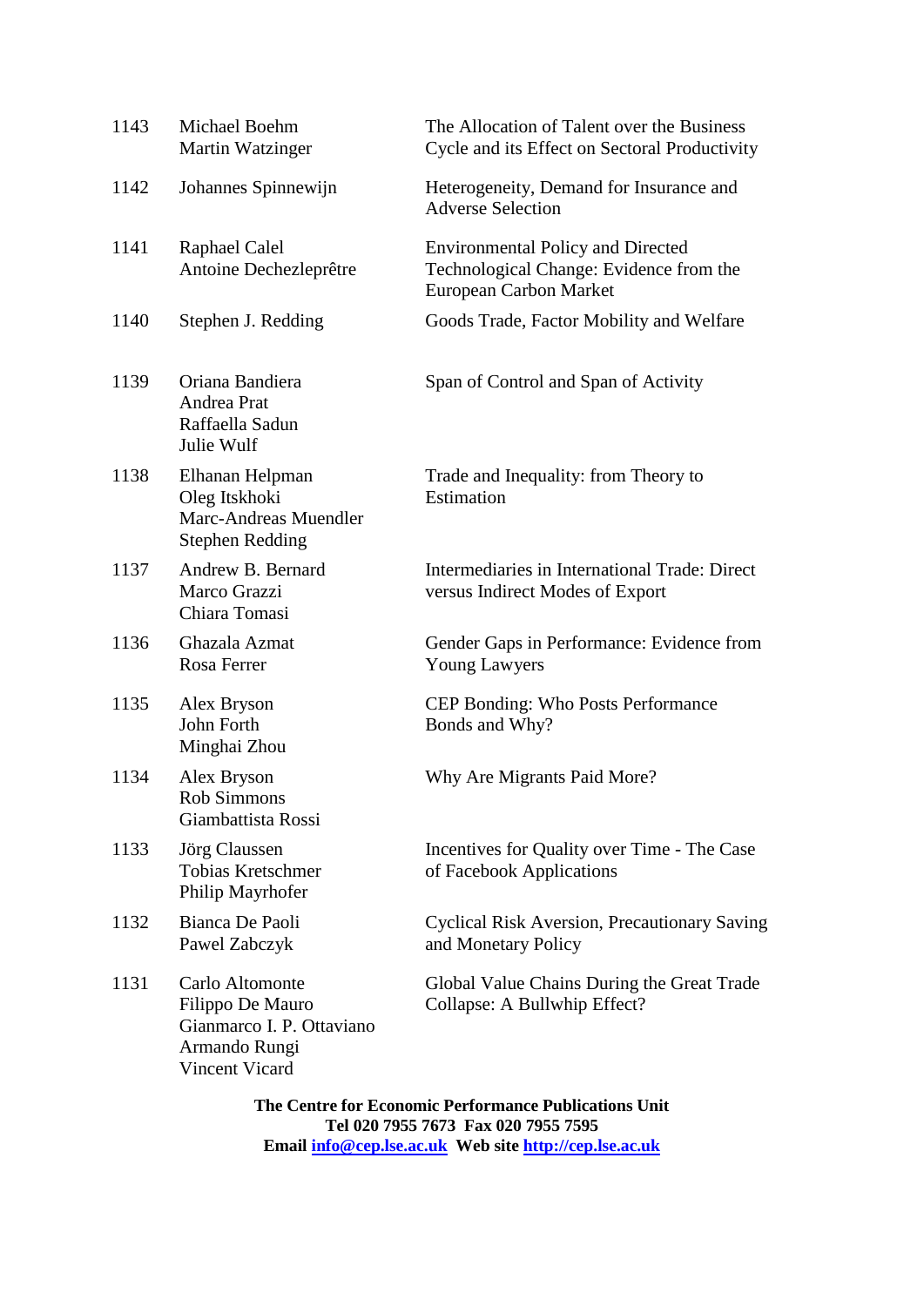| | | |
|---|---|---|
| 1143 | Michael Boehm<br>Martin Watzinger | The Allocation of Talent over the Business Cycle and its Effect on Sectoral Productivity |
| 1142 | Johannes Spinnewijn | Heterogeneity, Demand for Insurance and Adverse Selection |
| 1141 | Raphael Calel<br>Antoine Dechezleprêtre | Environmental Policy and Directed Technological Change: Evidence from the European Carbon Market |
| 1140 | Stephen J. Redding | Goods Trade, Factor Mobility and Welfare |
| 1139 | Oriana Bandiera<br>Andrea Prat<br>Raffaella Sadun<br>Julie Wulf | Span of Control and Span of Activity |
| 1138 | Elhanan Helpman<br>Oleg Itskhoki<br>Marc-Andreas Muendler<br>Stephen Redding | Trade and Inequality: from Theory to Estimation |
| 1137 | Andrew B. Bernard<br>Marco Grazzi<br>Chiara Tomasi | Intermediaries in International Trade: Direct versus Indirect Modes of Export |
| 1136 | Ghazala Azmat<br>Rosa Ferrer | Gender Gaps in Performance: Evidence from Young Lawyers |
| 1135 | Alex Bryson<br>John Forth<br>Minghai Zhou | CEP Bonding: Who Posts Performance Bonds and Why? |
| 1134 | Alex Bryson<br>Rob Simmons<br>Giambattista Rossi | Why Are Migrants Paid More? |
| 1133 | Jörg Claussen<br>Tobias Kretschmer<br>Philip Mayrhofer | Incentives for Quality over Time - The Case of Facebook Applications |
| 1132 | Bianca De Paoli<br>Pawel Zabczyk | Cyclical Risk Aversion, Precautionary Saving and Monetary Policy |
| 1131 | Carlo Altomonte<br>Filippo De Mauro<br>Gianmarco I. P. Ottaviano<br>Armando Rungi<br>Vincent Vicard | Global Value Chains During the Great Trade Collapse: A Bullwhip Effect? |

**The Centre for Economic Performance Publications Unit**
**Tel 020 7955 7673 Fax 020 7955 7595**
**Email info@cep.lse.ac.uk Web site http://cep.lse.ac.uk**